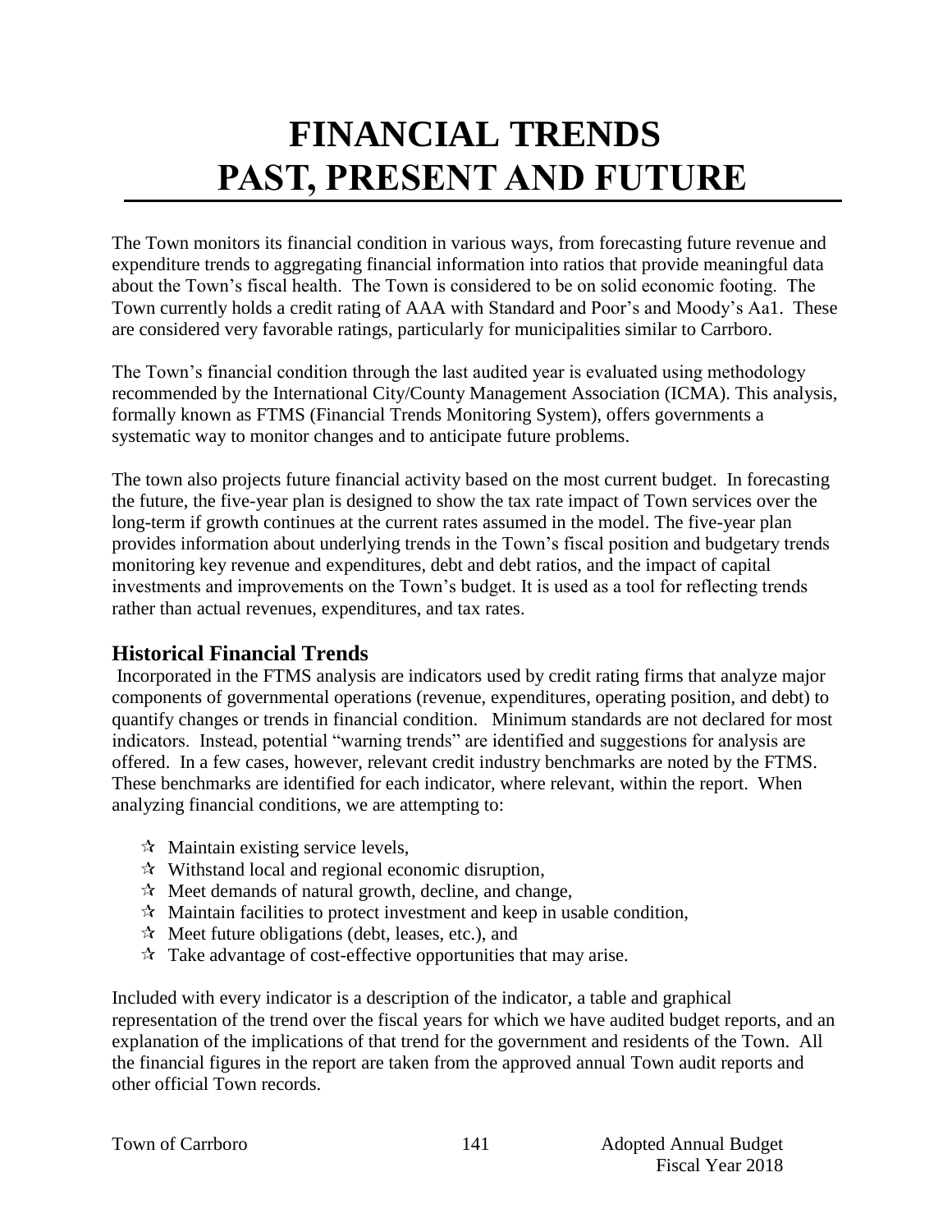# FINANCIAL TRENDS
# PAST, PRESENT AND FUTURE

The Town monitors its financial condition in various ways, from forecasting future revenue and expenditure trends to aggregating financial information into ratios that provide meaningful data about the Town's fiscal health. The Town is considered to be on solid economic footing. The Town currently holds a credit rating of AAA with Standard and Poor's and Moody's Aa1. These are considered very favorable ratings, particularly for municipalities similar to Carrboro.

The Town's financial condition through the last audited year is evaluated using methodology recommended by the International City/County Management Association (ICMA). This analysis, formally known as FTMS (Financial Trends Monitoring System), offers governments a systematic way to monitor changes and to anticipate future problems.

The town also projects future financial activity based on the most current budget. In forecasting the future, the five-year plan is designed to show the tax rate impact of Town services over the long-term if growth continues at the current rates assumed in the model. The five-year plan provides information about underlying trends in the Town's fiscal position and budgetary trends monitoring key revenue and expenditures, debt and debt ratios, and the impact of capital investments and improvements on the Town's budget. It is used as a tool for reflecting trends rather than actual revenues, expenditures, and tax rates.

## Historical Financial Trends

Incorporated in the FTMS analysis are indicators used by credit rating firms that analyze major components of governmental operations (revenue, expenditures, operating position, and debt) to quantify changes or trends in financial condition. Minimum standards are not declared for most indicators. Instead, potential "warning trends" are identified and suggestions for analysis are offered. In a few cases, however, relevant credit industry benchmarks are noted by the FTMS. These benchmarks are identified for each indicator, where relevant, within the report. When analyzing financial conditions, we are attempting to:

- Maintain existing service levels,
- Withstand local and regional economic disruption,
- Meet demands of natural growth, decline, and change,
- Maintain facilities to protect investment and keep in usable condition,
- Meet future obligations (debt, leases, etc.), and
- Take advantage of cost-effective opportunities that may arise.

Included with every indicator is a description of the indicator, a table and graphical representation of the trend over the fiscal years for which we have audited budget reports, and an explanation of the implications of that trend for the government and residents of the Town. All the financial figures in the report are taken from the approved annual Town audit reports and other official Town records.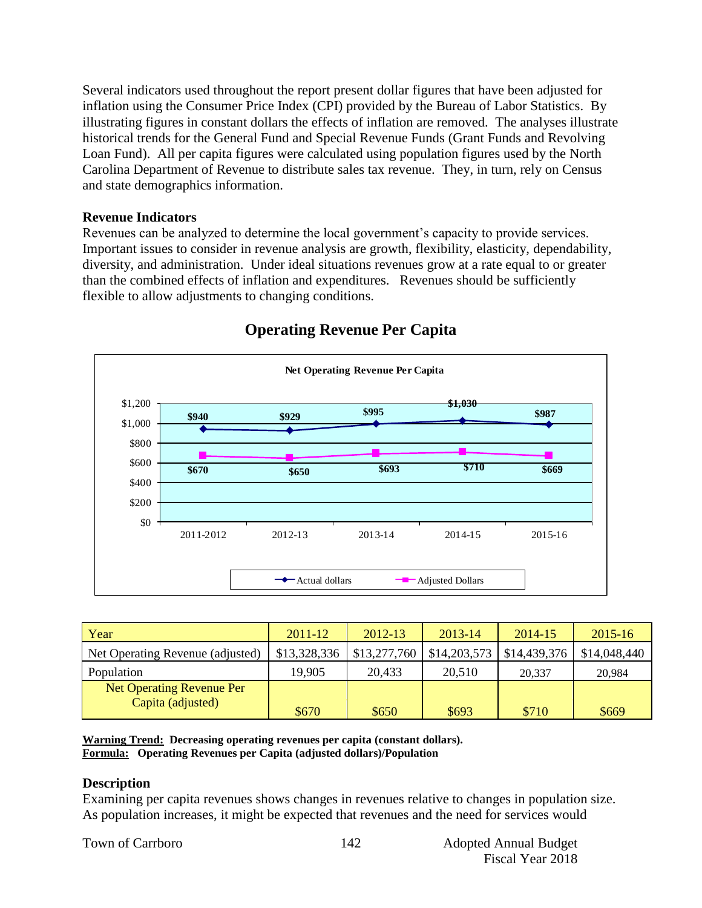Several indicators used throughout the report present dollar figures that have been adjusted for inflation using the Consumer Price Index (CPI) provided by the Bureau of Labor Statistics. By illustrating figures in constant dollars the effects of inflation are removed. The analyses illustrate historical trends for the General Fund and Special Revenue Funds (Grant Funds and Revolving Loan Fund). All per capita figures were calculated using population figures used by the North Carolina Department of Revenue to distribute sales tax revenue. They, in turn, rely on Census and state demographics information.

### Revenue Indicators

Revenues can be analyzed to determine the local government's capacity to provide services. Important issues to consider in revenue analysis are growth, flexibility, elasticity, dependability, diversity, and administration. Under ideal situations revenues grow at a rate equal to or greater than the combined effects of inflation and expenditures. Revenues should be sufficiently flexible to allow adjustments to changing conditions.

## Operating Revenue Per Capita

**Net Operating Revenue Per Capita**

| | 2011-2012 | 2012-13 | 2013-14 | 2014-15 | 2015-16 |
|---|---|---|---|---|---|
| Actual dollars | $940 | $929 | $995 | $1,030 | $987 |
| Adjusted Dollars | $670 | $650 | $693 | $710 | $669 |

| Year | 2011-12 | 2012-13 | 2013-14 | 2014-15 | 2015-16 |
|---|---|---|---|---|---|
| Net Operating Revenue (adjusted) | $13,328,336 | $13,277,760 | $14,203,573 | $14,439,376 | $14,048,440 |
| Population | 19,905 | 20,433 | 20,510 | 20,337 | 20,984 |
| Net Operating Revenue Per Capita (adjusted) | $670 | $650 | $693 | $710 | $669 |

**Warning Trend: Decreasing operating revenues per capita (constant dollars).**
**Formula: Operating Revenues per Capita (adjusted dollars)/Population**

### Description

Examining per capita revenues shows changes in revenues relative to changes in population size. As population increases, it might be expected that revenues and the need for services would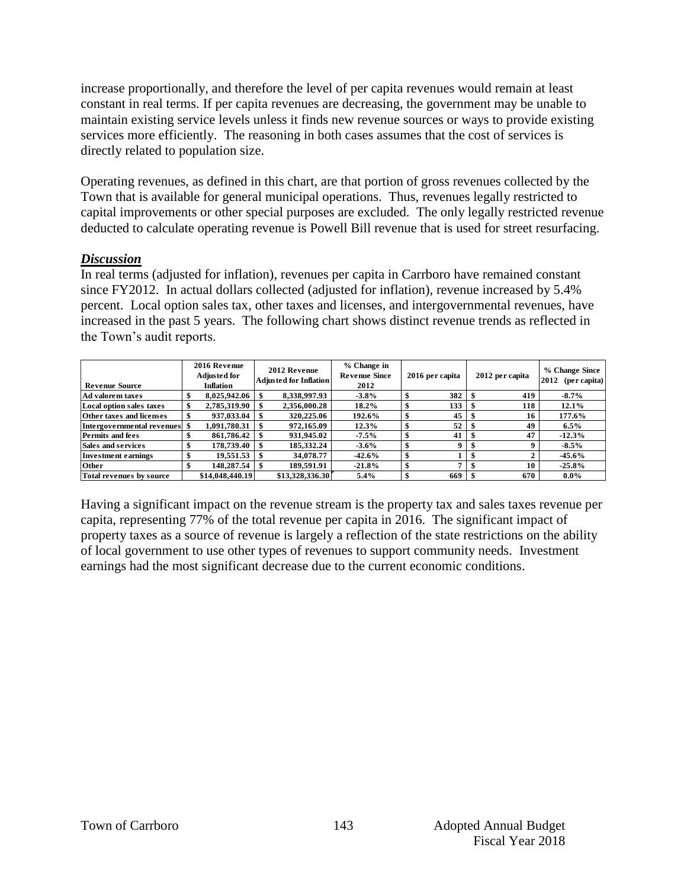increase proportionally, and therefore the level of per capita revenues would remain at least constant in real terms. If per capita revenues are decreasing, the government may be unable to maintain existing service levels unless it finds new revenue sources or ways to provide existing services more efficiently. The reasoning in both cases assumes that the cost of services is directly related to population size.

Operating revenues, as defined in this chart, are that portion of gross revenues collected by the Town that is available for general municipal operations. Thus, revenues legally restricted to capital improvements or other special purposes are excluded. The only legally restricted revenue deducted to calculate operating revenue is Powell Bill revenue that is used for street resurfacing.

### ***Discussion***

In real terms (adjusted for inflation), revenues per capita in Carrboro have remained constant since FY2012. In actual dollars collected (adjusted for inflation), revenue increased by 5.4% percent. Local option sales tax, other taxes and licenses, and intergovernmental revenues, have increased in the past 5 years. The following chart shows distinct revenue trends as reflected in the Town's audit reports.

| Revenue Source | 2016 Revenue Adjusted for Inflation | 2012 Revenue Adjusted for Inflation | % Change in Revenue Since 2012 | 2016 per capita | 2012 per capita | % Change Since 2012 (per capita) |
|---|---|---|---|---|---|---|
| Ad valorem taxes | $ 8,025,942.06 | $ 8,338,997.93 | -3.8% | $ 382 | $ 419 | -8.7% |
| Local option sales taxes | $ 2,785,319.90 | $ 2,356,000.28 | 18.2% | $ 133 | $ 118 | 12.1% |
| Other taxes and licenses | $ 937,033.04 | $ 320,225.06 | 192.6% | $ 45 | $ 16 | 177.6% |
| Intergovernmental revenues | $ 1,091,780.31 | $ 972,165.09 | 12.3% | $ 52 | $ 49 | 6.5% |
| Permits and fees | $ 861,786.42 | $ 931,945.02 | -7.5% | $ 41 | $ 47 | -12.3% |
| Sales and services | $ 178,739.40 | $ 185,332.24 | -3.6% | $ 9 | $ 9 | -8.5% |
| Investment earnings | $ 19,551.53 | $ 34,078.77 | -42.6% | $ 1 | $ 2 | -45.6% |
| Other | $ 148,287.54 | $ 189,591.91 | -21.8% | $ 7 | $ 10 | -25.8% |
| Total revenues by source | $14,048,440.19 | $13,328,336.30 | 5.4% | $ 669 | $ 670 | 0.0% |

Having a significant impact on the revenue stream is the property tax and sales taxes revenue per capita, representing 77% of the total revenue per capita in 2016. The significant impact of property taxes as a source of revenue is largely a reflection of the state restrictions on the ability of local government to use other types of revenues to support community needs. Investment earnings had the most significant decrease due to the current economic conditions.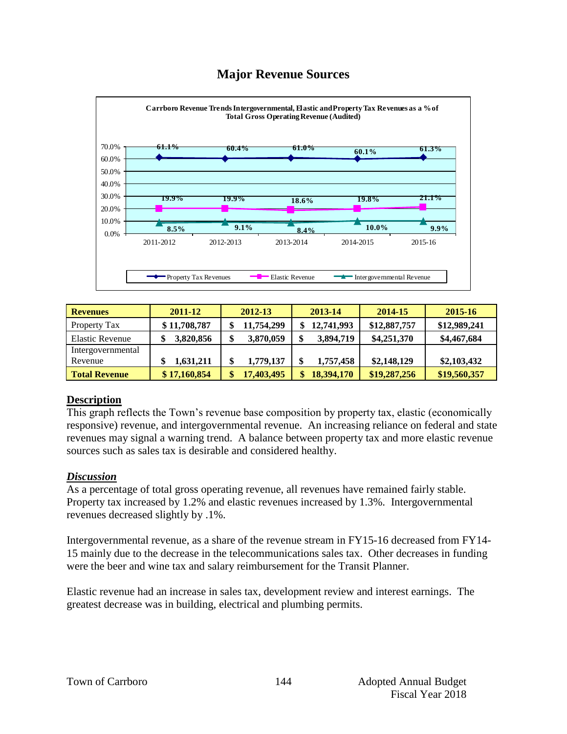# Major Revenue Sources

**Carrboro Revenue Trends Intergovernmental, Elastic and Property Tax Revenues as a % of Total Gross Operating Revenue (Audited)**

| | 2011-2012 | 2012-2013 | 2013-2014 | 2014-2015 | 2015-16 |
|---|---|---|---|---|---|
| Property Tax Revenues | 61.1% | 60.4% | 61.0% | 60.1% | 61.3% |
| Elastic Revenue | 19.9% | 19.9% | 18.6% | 19.8% | 21.1% |
| Intergovernmental Revenue | 8.5% | 9.1% | 8.4% | 10.0% | 9.9% |

| **Revenues** | **2011-12** | **2012-13** | **2013-14** | **2014-15** | **2015-16** |
|---|---|---|---|---|---|
| Property Tax | **$ 11,708,787** | **$ 11,754,299** | **$ 12,741,993** | **$12,887,757** | **$12,989,241** |
| Elastic Revenue | **$ 3,820,856** | **$ 3,870,059** | **$ 3,894,719** | **$4,251,370** | **$4,467,684** |
| Intergovernmental Revenue | **$ 1,631,211** | **$ 1,779,137** | **$ 1,757,458** | **$2,148,129** | **$2,103,432** |
| **Total Revenue** | **$ 17,160,854** | **$ 17,403,495** | **$ 18,394,170** | **$19,287,256** | **$19,560,357** |

## Description

This graph reflects the Town's revenue base composition by property tax, elastic (economically responsive) revenue, and intergovernmental revenue. An increasing reliance on federal and state revenues may signal a warning trend. A balance between property tax and more elastic revenue sources such as sales tax is desirable and considered healthy.

## *Discussion*

As a percentage of total gross operating revenue, all revenues have remained fairly stable. Property tax increased by 1.2% and elastic revenues increased by 1.3%. Intergovernmental revenues decreased slightly by .1%.

Intergovernmental revenue, as a share of the revenue stream in FY15-16 decreased from FY14-15 mainly due to the decrease in the telecommunications sales tax. Other decreases in funding were the beer and wine tax and salary reimbursement for the Transit Planner.

Elastic revenue had an increase in sales tax, development review and interest earnings. The greatest decrease was in building, electrical and plumbing permits.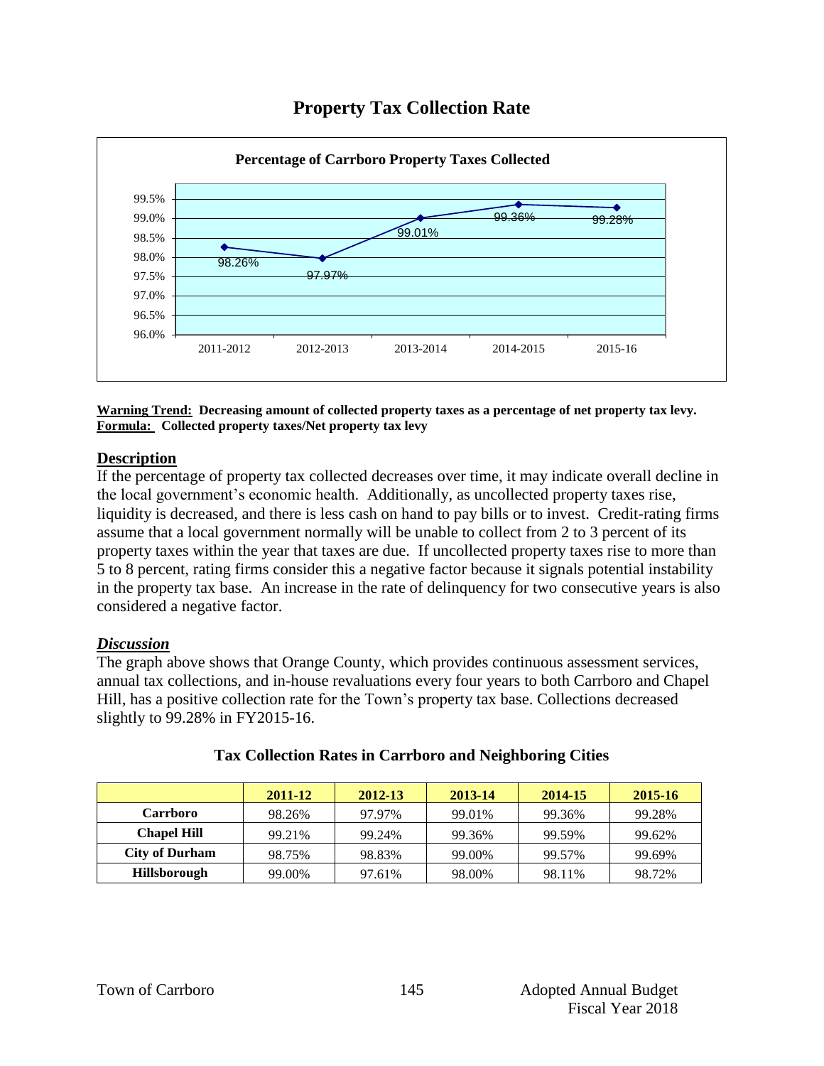# Property Tax Collection Rate

**Percentage of Carrboro Property Taxes Collected**

| 2011-2012 | 2012-2013 | 2013-2014 | 2014-2015 | 2015-16 |
|---|---|---|---|---|
| 98.26% | 97.97% | 99.01% | 99.36% | 99.28% |

**<u>Warning Trend:</u> Decreasing amount of collected property taxes as a percentage of net property tax levy.**
**<u>Formula:</u> Collected property taxes/Net property tax levy**

## Description

If the percentage of property tax collected decreases over time, it may indicate overall decline in the local government's economic health. Additionally, as uncollected property taxes rise, liquidity is decreased, and there is less cash on hand to pay bills or to invest. Credit-rating firms assume that a local government normally will be unable to collect from 2 to 3 percent of its property taxes within the year that taxes are due. If uncollected property taxes rise to more than 5 to 8 percent, rating firms consider this a negative factor because it signals potential instability in the property tax base. An increase in the rate of delinquency for two consecutive years is also considered a negative factor.

## *Discussion*

The graph above shows that Orange County, which provides continuous assessment services, annual tax collections, and in-house revaluations every four years to both Carrboro and Chapel Hill, has a positive collection rate for the Town's property tax base. Collections decreased slightly to 99.28% in FY2015-16.

### Tax Collection Rates in Carrboro and Neighboring Cities

| | 2011-12 | 2012-13 | 2013-14 | 2014-15 | 2015-16 |
|---|---|---|---|---|---|
| **Carrboro** | 98.26% | 97.97% | 99.01% | 99.36% | 99.28% |
| **Chapel Hill** | 99.21% | 99.24% | 99.36% | 99.59% | 99.62% |
| **City of Durham** | 98.75% | 98.83% | 99.00% | 99.57% | 99.69% |
| **Hillsborough** | 99.00% | 97.61% | 98.00% | 98.11% | 98.72% |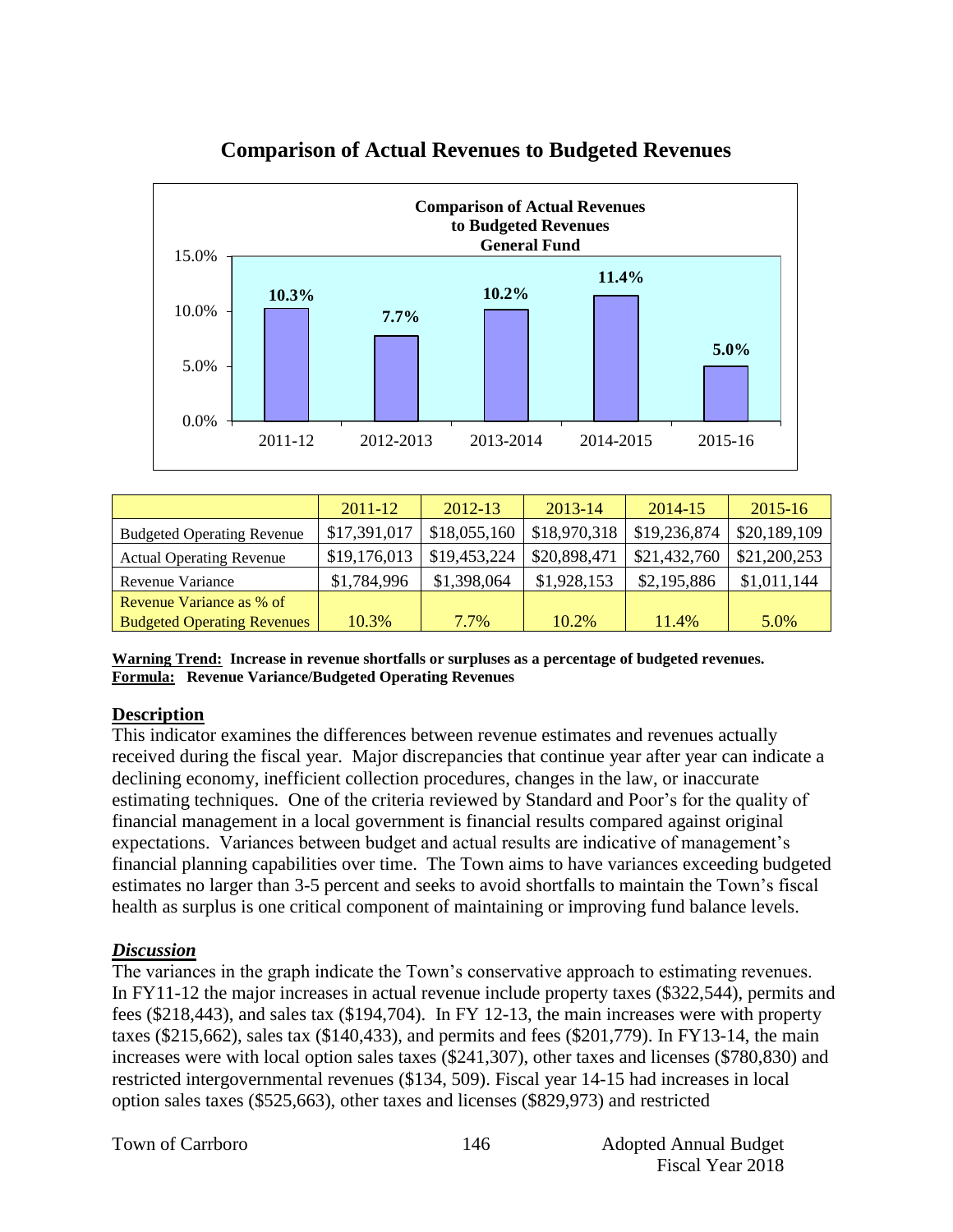# Comparison of Actual Revenues to Budgeted Revenues

**Comparison of Actual Revenues to Budgeted Revenues General Fund**

| Fiscal Year | Revenue Variance % |
|---|---|
| 2011-12 | 10.3% |
| 2012-2013 | 7.7% |
| 2013-2014 | 10.2% |
| 2014-2015 | 11.4% |
| 2015-16 | 5.0% |

| | 2011-12 | 2012-13 | 2013-14 | 2014-15 | 2015-16 |
|---|---|---|---|---|---|
| Budgeted Operating Revenue | $17,391,017 | $18,055,160 | $18,970,318 | $19,236,874 | $20,189,109 |
| Actual Operating Revenue | $19,176,013 | $19,453,224 | $20,898,471 | $21,432,760 | $21,200,253 |
| Revenue Variance | $1,784,996 | $1,398,064 | $1,928,153 | $2,195,886 | $1,011,144 |
| Revenue Variance as % of Budgeted Operating Revenues | 10.3% | 7.7% | 10.2% | 11.4% | 5.0% |

**Warning Trend:** **Increase in revenue shortfalls or surpluses as a percentage of budgeted revenues.**
**Formula:** **Revenue Variance/Budgeted Operating Revenues**

## Description

This indicator examines the differences between revenue estimates and revenues actually received during the fiscal year. Major discrepancies that continue year after year can indicate a declining economy, inefficient collection procedures, changes in the law, or inaccurate estimating techniques. One of the criteria reviewed by Standard and Poor's for the quality of financial management in a local government is financial results compared against original expectations. Variances between budget and actual results are indicative of management's financial planning capabilities over time. The Town aims to have variances exceeding budgeted estimates no larger than 3-5 percent and seeks to avoid shortfalls to maintain the Town's fiscal health as surplus is one critical component of maintaining or improving fund balance levels.

## *Discussion*

The variances in the graph indicate the Town's conservative approach to estimating revenues. In FY11-12 the major increases in actual revenue include property taxes ($322,544), permits and fees ($218,443), and sales tax ($194,704). In FY 12-13, the main increases were with property taxes ($215,662), sales tax ($140,433), and permits and fees ($201,779). In FY13-14, the main increases were with local option sales taxes ($241,307), other taxes and licenses ($780,830) and restricted intergovernmental revenues ($134, 509). Fiscal year 14-15 had increases in local option sales taxes ($525,663), other taxes and licenses ($829,973) and restricted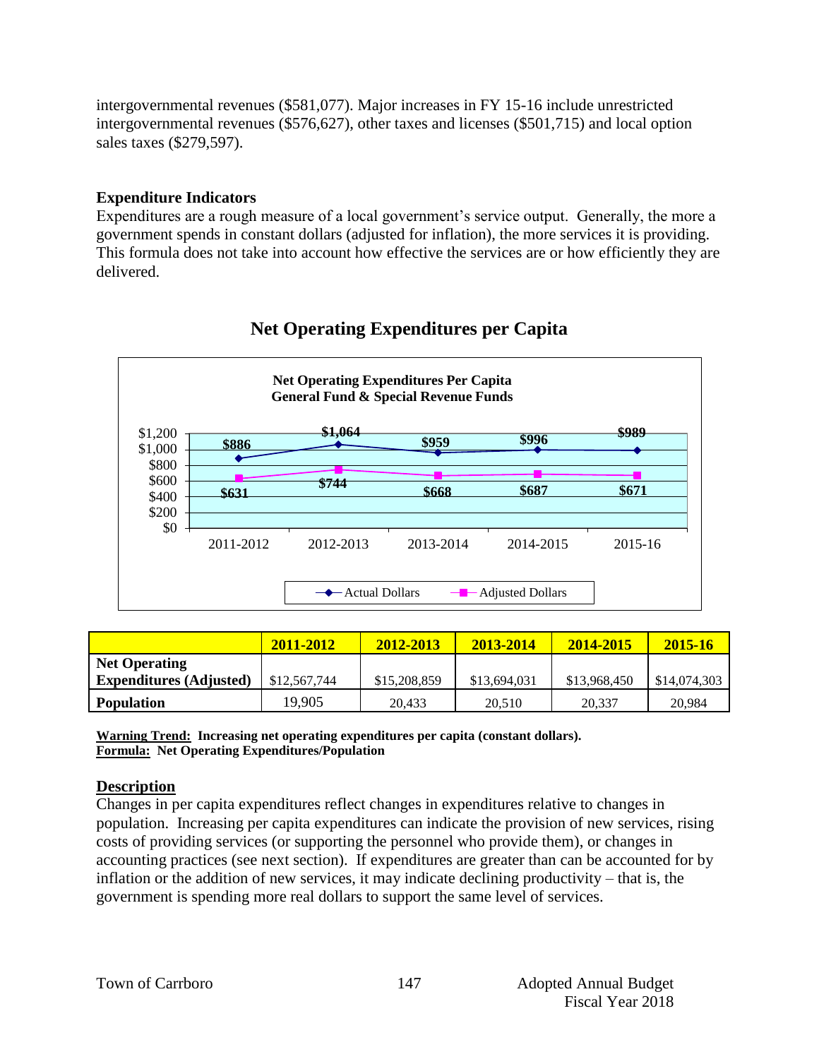intergovernmental revenues ($581,077). Major increases in FY 15-16 include unrestricted intergovernmental revenues ($576,627), other taxes and licenses ($501,715) and local option sales taxes ($279,597).

### Expenditure Indicators

Expenditures are a rough measure of a local government's service output. Generally, the more a government spends in constant dollars (adjusted for inflation), the more services it is providing. This formula does not take into account how effective the services are or how efficiently they are delivered.

## Net Operating Expenditures per Capita

**Net Operating Expenditures Per Capita**
**General Fund & Special Revenue Funds**

| | 2011-2012 | 2012-2013 | 2013-2014 | 2014-2015 | 2015-16 |
|---|---|---|---|---|---|
| Actual Dollars | $886 | $1,064 | $959 | $996 | $989 |
| Adjusted Dollars | $631 | $744 | $668 | $687 | $671 |

| | 2011-2012 | 2012-2013 | 2013-2014 | 2014-2015 | 2015-16 |
|---|---|---|---|---|---|
| **Net Operating Expenditures (Adjusted)** | $12,567,744 | $15,208,859 | $13,694,031 | $13,968,450 | $14,074,303 |
| **Population** | 19,905 | 20,433 | 20,510 | 20,337 | 20,984 |

**Warning Trend: Increasing net operating expenditures per capita (constant dollars).**
**Formula: Net Operating Expenditures/Population**

**Description**

Changes in per capita expenditures reflect changes in expenditures relative to changes in population. Increasing per capita expenditures can indicate the provision of new services, rising costs of providing services (or supporting the personnel who provide them), or changes in accounting practices (see next section). If expenditures are greater than can be accounted for by inflation or the addition of new services, it may indicate declining productivity – that is, the government is spending more real dollars to support the same level of services.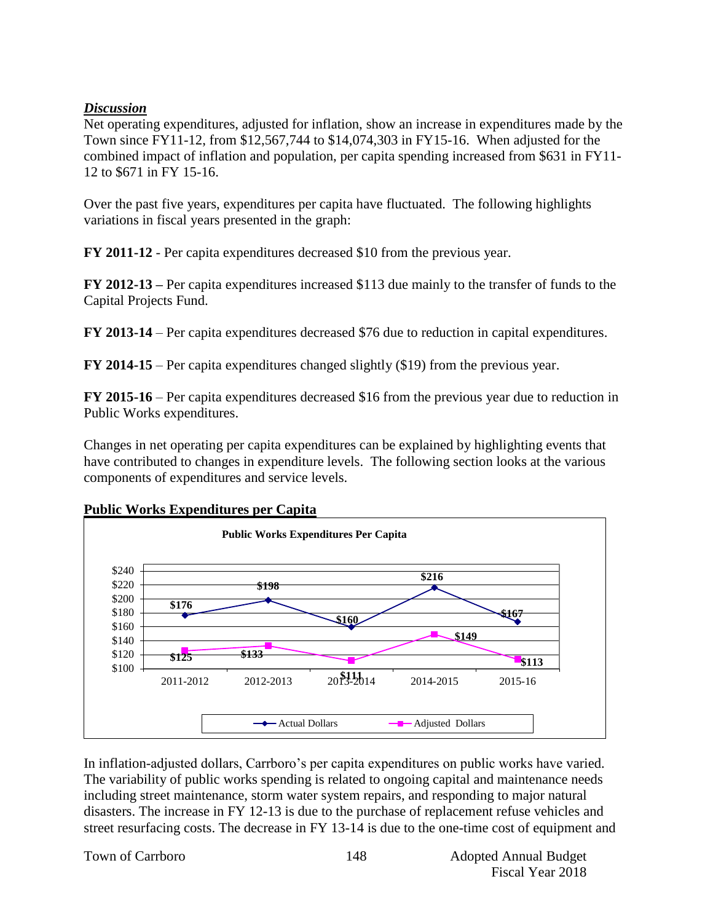## *Discussion*

Net operating expenditures, adjusted for inflation, show an increase in expenditures made by the Town since FY11-12, from $12,567,744 to $14,074,303 in FY15-16. When adjusted for the combined impact of inflation and population, per capita spending increased from $631 in FY11-12 to $671 in FY 15-16.

Over the past five years, expenditures per capita have fluctuated. The following highlights variations in fiscal years presented in the graph:

**FY 2011-12** - Per capita expenditures decreased $10 from the previous year.

**FY 2012-13 –** Per capita expenditures increased $113 due mainly to the transfer of funds to the Capital Projects Fund.

**FY 2013-14** – Per capita expenditures decreased $76 due to reduction in capital expenditures.

**FY 2014-15** – Per capita expenditures changed slightly ($19) from the previous year.

**FY 2015-16** – Per capita expenditures decreased $16 from the previous year due to reduction in Public Works expenditures.

Changes in net operating per capita expenditures can be explained by highlighting events that have contributed to changes in expenditure levels. The following section looks at the various components of expenditures and service levels.

## Public Works Expenditures per Capita

**Public Works Expenditures Per Capita**

| | 2011-2012 | 2012-2013 | 2013-2014 | 2014-2015 | 2015-16 |
|---|---|---|---|---|---|
| Actual Dollars | $176 | $198 | $160 | $216 | $167 |
| Adjusted Dollars | $125 | $133 | $111 | $149 | $113 |

In inflation-adjusted dollars, Carrboro's per capita expenditures on public works have varied. The variability of public works spending is related to ongoing capital and maintenance needs including street maintenance, storm water system repairs, and responding to major natural disasters. The increase in FY 12-13 is due to the purchase of replacement refuse vehicles and street resurfacing costs. The decrease in FY 13-14 is due to the one-time cost of equipment and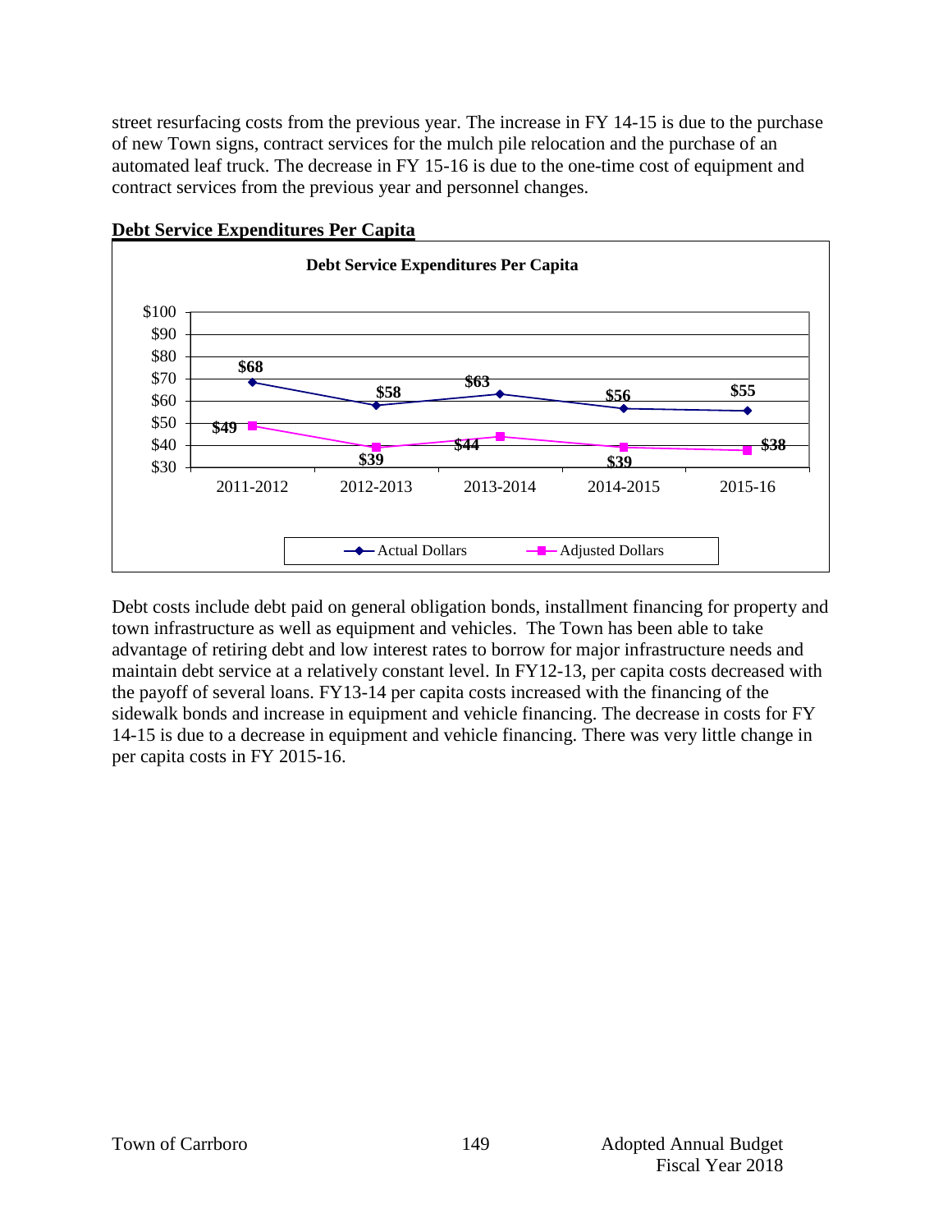street resurfacing costs from the previous year. The increase in FY 14-15 is due to the purchase of new Town signs, contract services for the mulch pile relocation and the purchase of an automated leaf truck. The decrease in FY 15-16 is due to the one-time cost of equipment and contract services from the previous year and personnel changes.

## Debt Service Expenditures Per Capita

**Debt Service Expenditures Per Capita**

| | 2011-2012 | 2012-2013 | 2013-2014 | 2014-2015 | 2015-16 |
|---|---|---|---|---|---|
| Actual Dollars | $68 | $58 | $63 | $56 | $55 |
| Adjusted Dollars | $49 | $39 | $44 | $39 | $38 |

Debt costs include debt paid on general obligation bonds, installment financing for property and town infrastructure as well as equipment and vehicles. The Town has been able to take advantage of retiring debt and low interest rates to borrow for major infrastructure needs and maintain debt service at a relatively constant level. In FY12-13, per capita costs decreased with the payoff of several loans. FY13-14 per capita costs increased with the financing of the sidewalk bonds and increase in equipment and vehicle financing. The decrease in costs for FY 14-15 is due to a decrease in equipment and vehicle financing. There was very little change in per capita costs in FY 2015-16.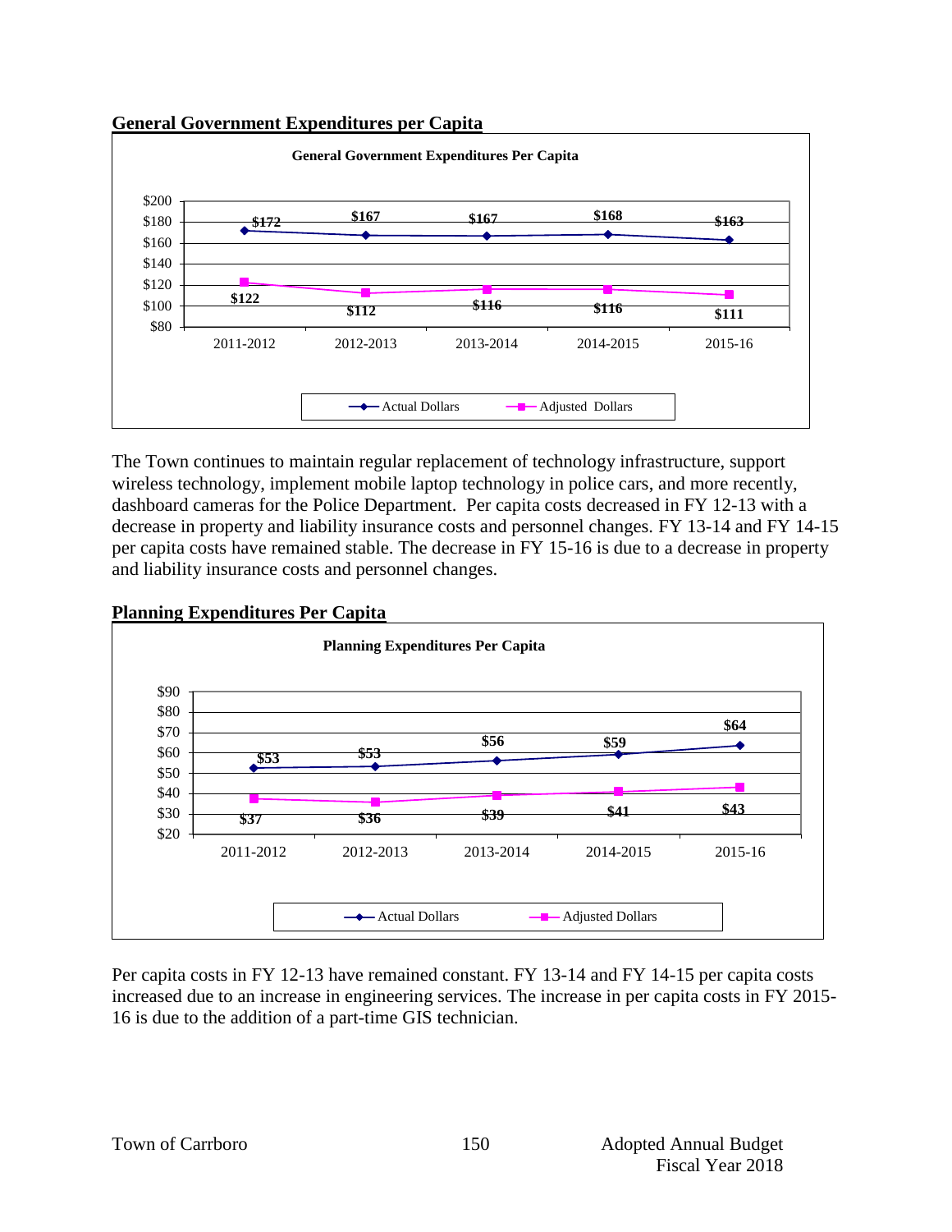**General Government Expenditures per Capita**

| General Government Expenditures Per Capita | 2011-2012 | 2012-2013 | 2013-2014 | 2014-2015 | 2015-16 |
|---|---|---|---|---|---|
| Actual Dollars | $172 | $167 | $167 | $168 | $163 |
| Adjusted Dollars | $122 | $112 | $116 | $116 | $111 |

The Town continues to maintain regular replacement of technology infrastructure, support wireless technology, implement mobile laptop technology in police cars, and more recently, dashboard cameras for the Police Department. Per capita costs decreased in FY 12-13 with a decrease in property and liability insurance costs and personnel changes. FY 13-14 and FY 14-15 per capita costs have remained stable. The decrease in FY 15-16 is due to a decrease in property and liability insurance costs and personnel changes.

**Planning Expenditures Per Capita**

| Planning Expenditures Per Capita | 2011-2012 | 2012-2013 | 2013-2014 | 2014-2015 | 2015-16 |
|---|---|---|---|---|---|
| Actual Dollars | $53 | $53 | $56 | $59 | $64 |
| Adjusted Dollars | $37 | $36 | $39 | $41 | $43 |

Per capita costs in FY 12-13 have remained constant. FY 13-14 and FY 14-15 per capita costs increased due to an increase in engineering services. The increase in per capita costs in FY 2015-16 is due to the addition of a part-time GIS technician.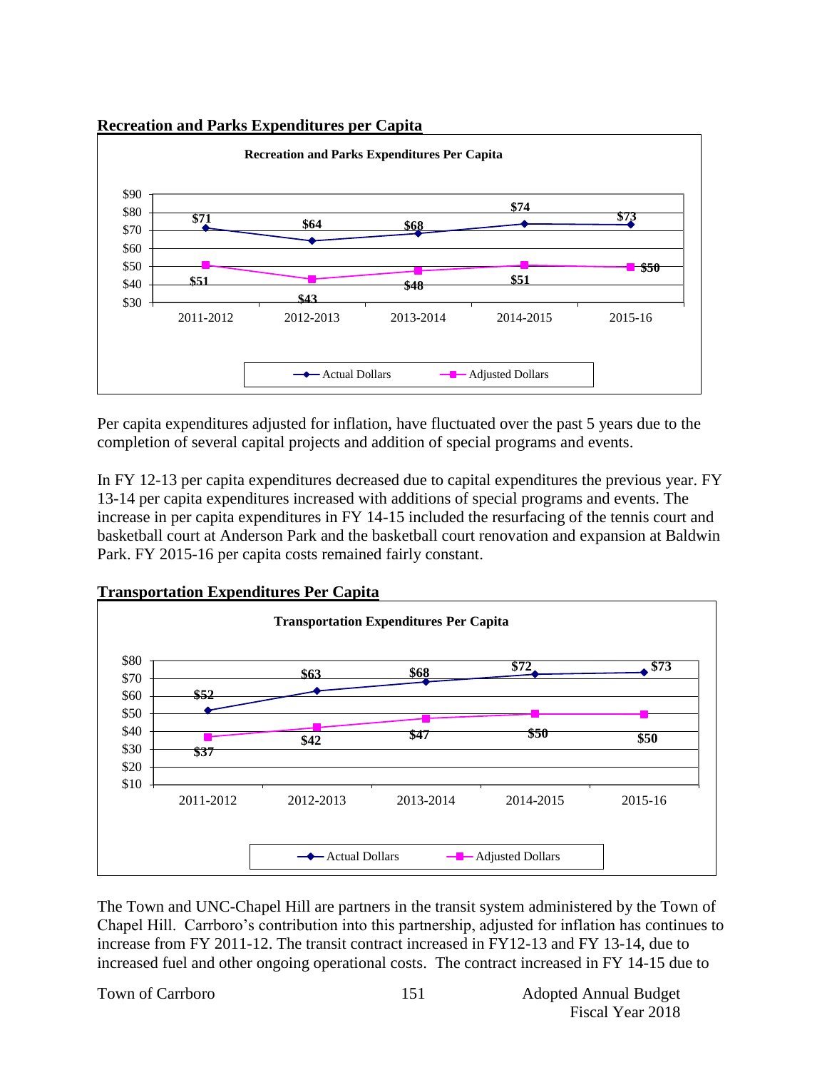## Recreation and Parks Expenditures per Capita

**Recreation and Parks Expenditures Per Capita**

| | 2011-2012 | 2012-2013 | 2013-2014 | 2014-2015 | 2015-16 |
|---|---|---|---|---|---|
| Actual Dollars | $71 | $64 | $68 | $74 | $73 |
| Adjusted Dollars | $51 | $43 | $48 | $51 | $50 |

Per capita expenditures adjusted for inflation, have fluctuated over the past 5 years due to the completion of several capital projects and addition of special programs and events.

In FY 12-13 per capita expenditures decreased due to capital expenditures the previous year. FY 13-14 per capita expenditures increased with additions of special programs and events. The increase in per capita expenditures in FY 14-15 included the resurfacing of the tennis court and basketball court at Anderson Park and the basketball court renovation and expansion at Baldwin Park. FY 2015-16 per capita costs remained fairly constant.

## Transportation Expenditures Per Capita

**Transportation Expenditures Per Capita**

| | 2011-2012 | 2012-2013 | 2013-2014 | 2014-2015 | 2015-16 |
|---|---|---|---|---|---|
| Actual Dollars | $52 | $63 | $68 | $72 | $73 |
| Adjusted Dollars | $37 | $42 | $47 | $50 | $50 |

The Town and UNC-Chapel Hill are partners in the transit system administered by the Town of Chapel Hill. Carrboro's contribution into this partnership, adjusted for inflation has continues to increase from FY 2011-12. The transit contract increased in FY12-13 and FY 13-14, due to increased fuel and other ongoing operational costs. The contract increased in FY 14-15 due to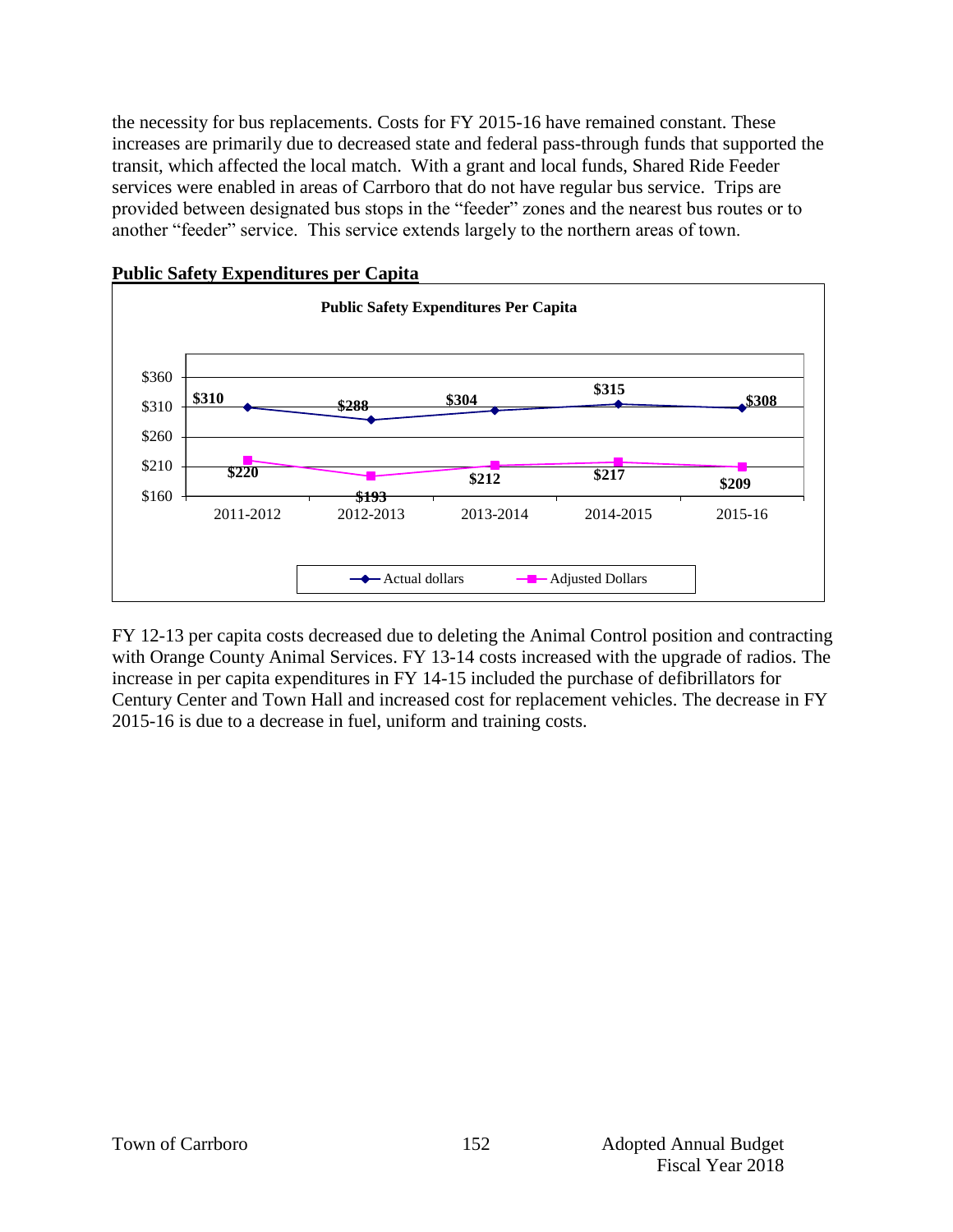the necessity for bus replacements. Costs for FY 2015-16 have remained constant. These increases are primarily due to decreased state and federal pass-through funds that supported the transit, which affected the local match. With a grant and local funds, Shared Ride Feeder services were enabled in areas of Carrboro that do not have regular bus service. Trips are provided between designated bus stops in the "feeder" zones and the nearest bus routes or to another "feeder" service. This service extends largely to the northern areas of town.

**Public Safety Expenditures per Capita**

**Public Safety Expenditures Per Capita**

| | 2011-2012 | 2012-2013 | 2013-2014 | 2014-2015 | 2015-16 |
|---|---|---|---|---|---|
| Actual dollars | $310 | $288 | $304 | $315 | $308 |
| Adjusted Dollars | $220 | $193 | $212 | $217 | $209 |

FY 12-13 per capita costs decreased due to deleting the Animal Control position and contracting with Orange County Animal Services. FY 13-14 costs increased with the upgrade of radios. The increase in per capita expenditures in FY 14-15 included the purchase of defibrillators for Century Center and Town Hall and increased cost for replacement vehicles. The decrease in FY 2015-16 is due to a decrease in fuel, uniform and training costs.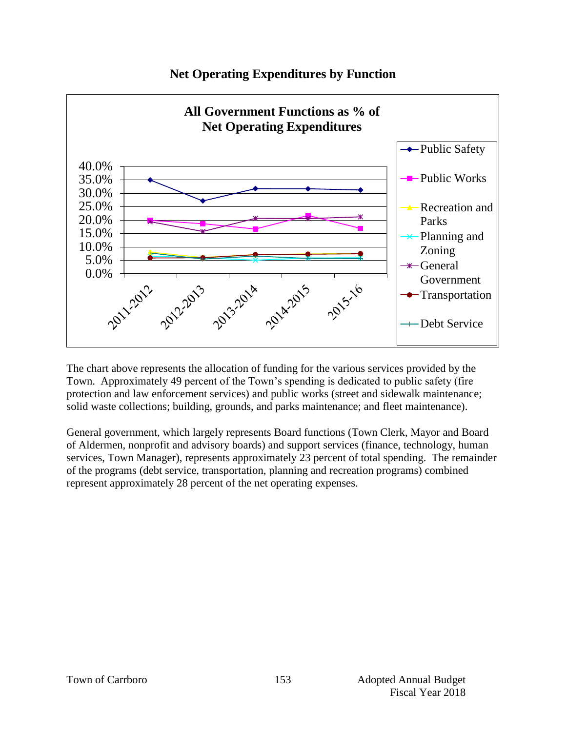## Net Operating Expenditures by Function

**All Government Functions as % of Net Operating Expenditures**

The chart above represents the allocation of funding for the various services provided by the Town. Approximately 49 percent of the Town's spending is dedicated to public safety (fire protection and law enforcement services) and public works (street and sidewalk maintenance; solid waste collections; building, grounds, and parks maintenance; and fleet maintenance).

General government, which largely represents Board functions (Town Clerk, Mayor and Board of Aldermen, nonprofit and advisory boards) and support services (finance, technology, human services, Town Manager), represents approximately 23 percent of total spending. The remainder of the programs (debt service, transportation, planning and recreation programs) combined represent approximately 28 percent of the net operating expenses.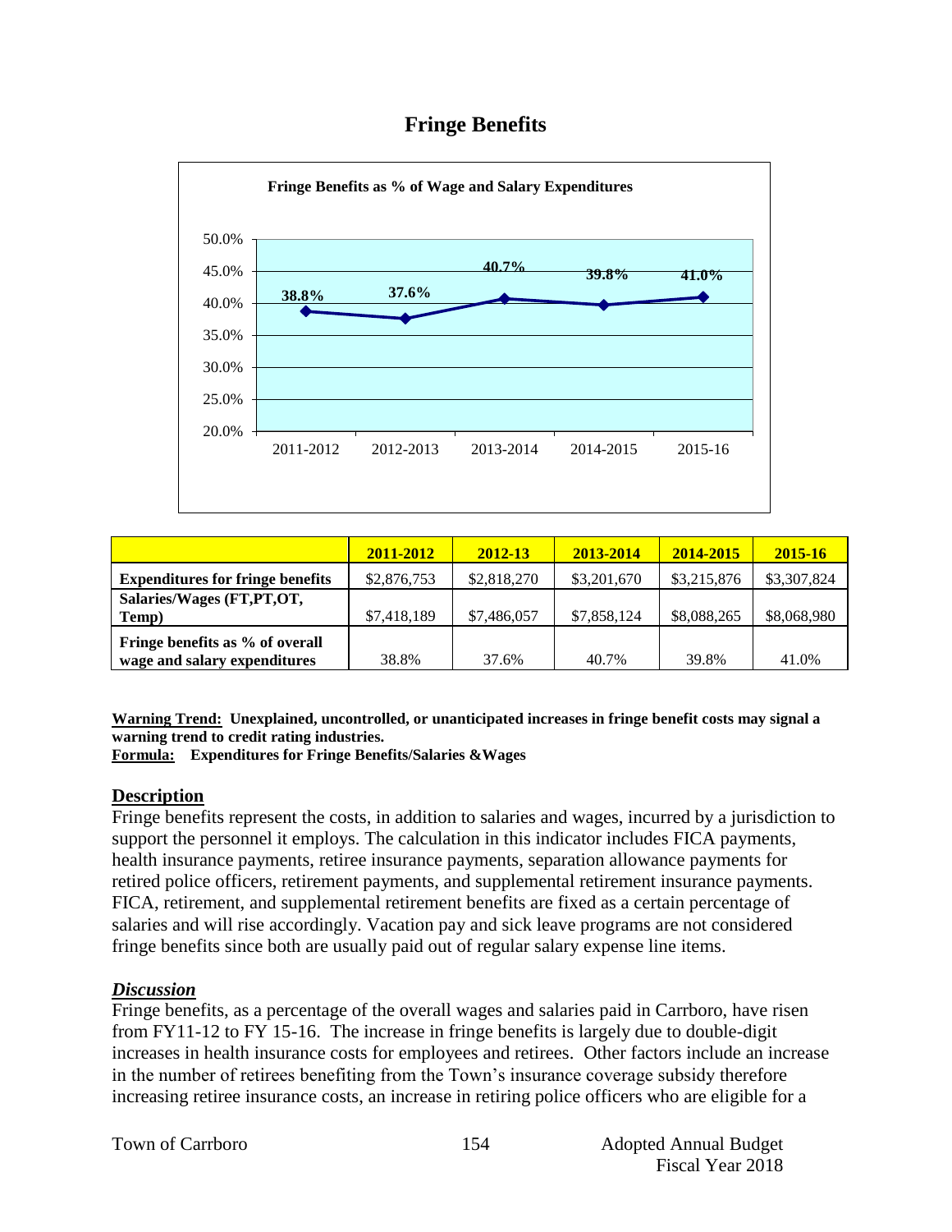# Fringe Benefits

**Fringe Benefits as % of Wage and Salary Expenditures**

| | 2011-2012 | 2012-13 | 2013-2014 | 2014-2015 | 2015-16 |
|---|---|---|---|---|---|
| **Expenditures for fringe benefits** | $2,876,753 | $2,818,270 | $3,201,670 | $3,215,876 | $3,307,824 |
| **Salaries/Wages (FT,PT,OT, Temp)** | $7,418,189 | $7,486,057 | $7,858,124 | $8,088,265 | $8,068,980 |
| **Fringe benefits as % of overall wage and salary expenditures** | 38.8% | 37.6% | 40.7% | 39.8% | 41.0% |

**Warning Trend:** **Unexplained, uncontrolled, or unanticipated increases in fringe benefit costs may signal a warning trend to credit rating industries.**

**Formula:** **Expenditures for Fringe Benefits/Salaries &Wages**

## Description

Fringe benefits represent the costs, in addition to salaries and wages, incurred by a jurisdiction to support the personnel it employs. The calculation in this indicator includes FICA payments, health insurance payments, retiree insurance payments, separation allowance payments for retired police officers, retirement payments, and supplemental retirement insurance payments. FICA, retirement, and supplemental retirement benefits are fixed as a certain percentage of salaries and will rise accordingly. Vacation pay and sick leave programs are not considered fringe benefits since both are usually paid out of regular salary expense line items.

## *Discussion*

Fringe benefits, as a percentage of the overall wages and salaries paid in Carrboro, have risen from FY11-12 to FY 15-16. The increase in fringe benefits is largely due to double-digit increases in health insurance costs for employees and retirees. Other factors include an increase in the number of retirees benefiting from the Town's insurance coverage subsidy therefore increasing retiree insurance costs, an increase in retiring police officers who are eligible for a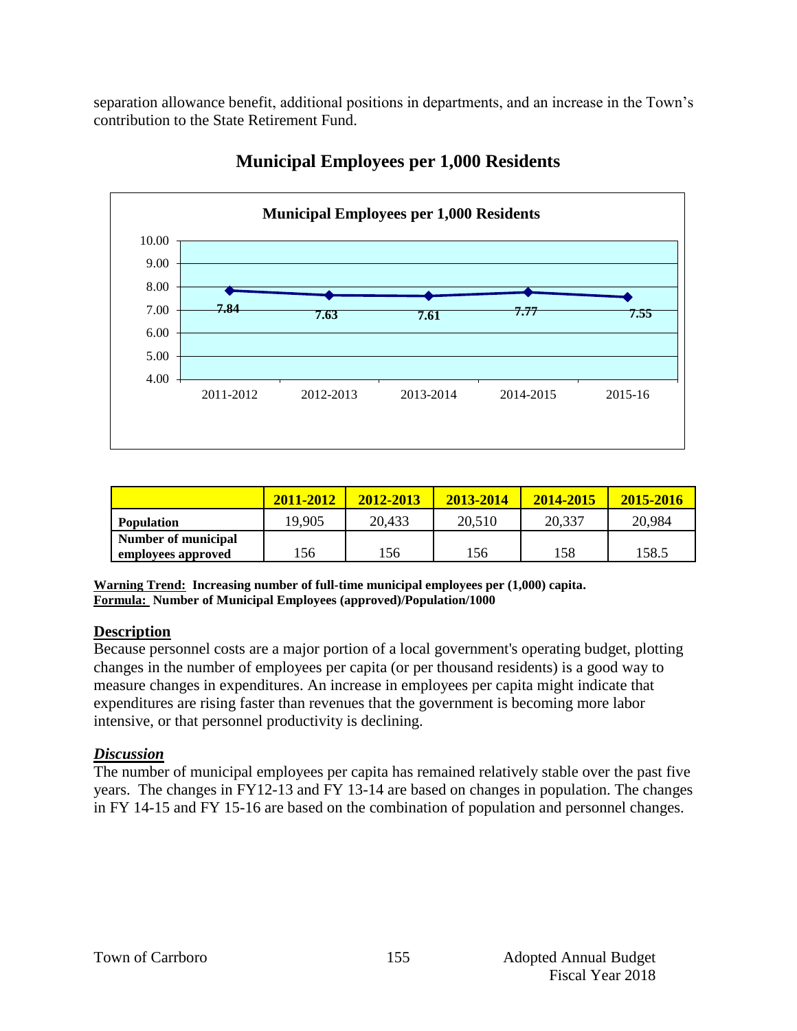separation allowance benefit, additional positions in departments, and an increase in the Town's contribution to the State Retirement Fund.

## Municipal Employees per 1,000 Residents

|  | 2011-2012 | 2012-2013 | 2013-2014 | 2014-2015 | 2015-2016 |
|---|---|---|---|---|---|
| **Population** | 19,905 | 20,433 | 20,510 | 20,337 | 20,984 |
| **Number of municipal employees approved** | 156 | 156 | 156 | 158 | 158.5 |

**<u>Warning Trend:</u> Increasing number of full-time municipal employees per (1,000) capita.**
**<u>Formula:</u> Number of Municipal Employees (approved)/Population/1000**

### Description

Because personnel costs are a major portion of a local government's operating budget, plotting changes in the number of employees per capita (or per thousand residents) is a good way to measure changes in expenditures. An increase in employees per capita might indicate that expenditures are rising faster than revenues that the government is becoming more labor intensive, or that personnel productivity is declining.

### *Discussion*

The number of municipal employees per capita has remained relatively stable over the past five years. The changes in FY12-13 and FY 13-14 are based on changes in population. The changes in FY 14-15 and FY 15-16 are based on the combination of population and personnel changes.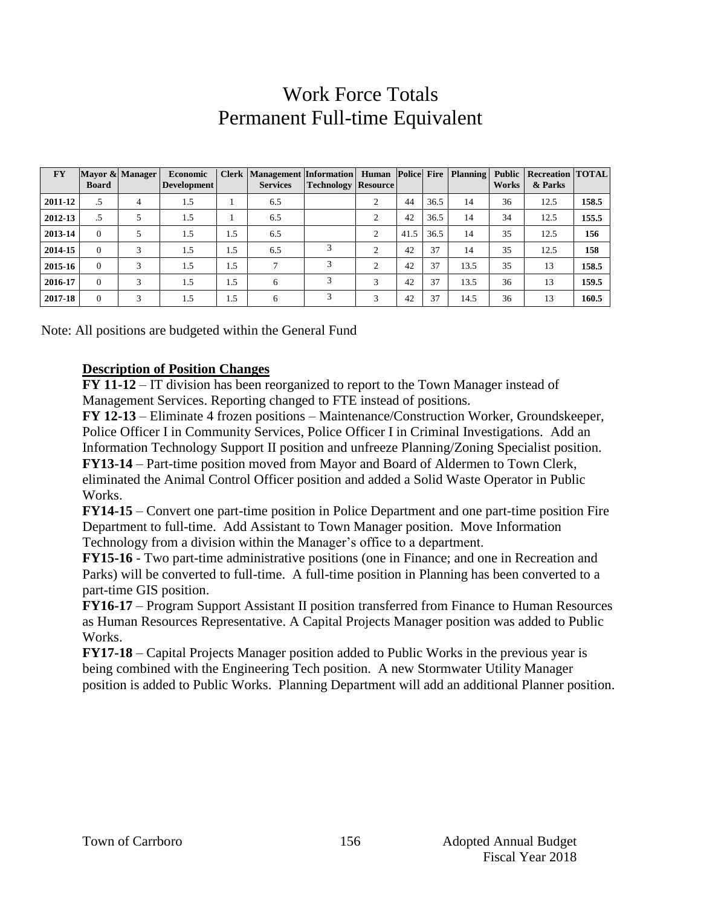# Work Force Totals
# Permanent Full-time Equivalent

| FY | Mayor & Board | Manager | Economic Development | Clerk | Management Services | Information Technology | Human Resource | Police | Fire | Planning | Public Works | Recreation & Parks | TOTAL |
|---|---|---|---|---|---|---|---|---|---|---|---|---|---|
| **2011-12** | .5 | 4 | 1.5 | 1 | 6.5 | | 2 | 44 | 36.5 | 14 | 36 | 12.5 | **158.5** |
| **2012-13** | .5 | 5 | 1.5 | 1 | 6.5 | | 2 | 42 | 36.5 | 14 | 34 | 12.5 | **155.5** |
| **2013-14** | 0 | 5 | 1.5 | 1.5 | 6.5 | | 2 | 41.5 | 36.5 | 14 | 35 | 12.5 | **156** |
| **2014-15** | 0 | 3 | 1.5 | 1.5 | 6.5 | 3 | 2 | 42 | 37 | 14 | 35 | 12.5 | **158** |
| **2015-16** | 0 | 3 | 1.5 | 1.5 | 7 | 3 | 2 | 42 | 37 | 13.5 | 35 | 13 | **158.5** |
| **2016-17** | 0 | 3 | 1.5 | 1.5 | 6 | 3 | 3 | 42 | 37 | 13.5 | 36 | 13 | **159.5** |
| **2017-18** | 0 | 3 | 1.5 | 1.5 | 6 | 3 | 3 | 42 | 37 | 14.5 | 36 | 13 | **160.5** |

Note: All positions are budgeted within the General Fund

**Description of Position Changes**

**FY 11-12** – IT division has been reorganized to report to the Town Manager instead of Management Services. Reporting changed to FTE instead of positions.

**FY 12-13** – Eliminate 4 frozen positions – Maintenance/Construction Worker, Groundskeeper, Police Officer I in Community Services, Police Officer I in Criminal Investigations. Add an Information Technology Support II position and unfreeze Planning/Zoning Specialist position.

**FY13-14** – Part-time position moved from Mayor and Board of Aldermen to Town Clerk, eliminated the Animal Control Officer position and added a Solid Waste Operator in Public Works.

**FY14-15** – Convert one part-time position in Police Department and one part-time position Fire Department to full-time. Add Assistant to Town Manager position. Move Information Technology from a division within the Manager's office to a department.

**FY15-16** - Two part-time administrative positions (one in Finance; and one in Recreation and Parks) will be converted to full-time. A full-time position in Planning has been converted to a part-time GIS position.

**FY16-17** – Program Support Assistant II position transferred from Finance to Human Resources as Human Resources Representative. A Capital Projects Manager position was added to Public Works.

**FY17-18** – Capital Projects Manager position added to Public Works in the previous year is being combined with the Engineering Tech position. A new Stormwater Utility Manager position is added to Public Works. Planning Department will add an additional Planner position.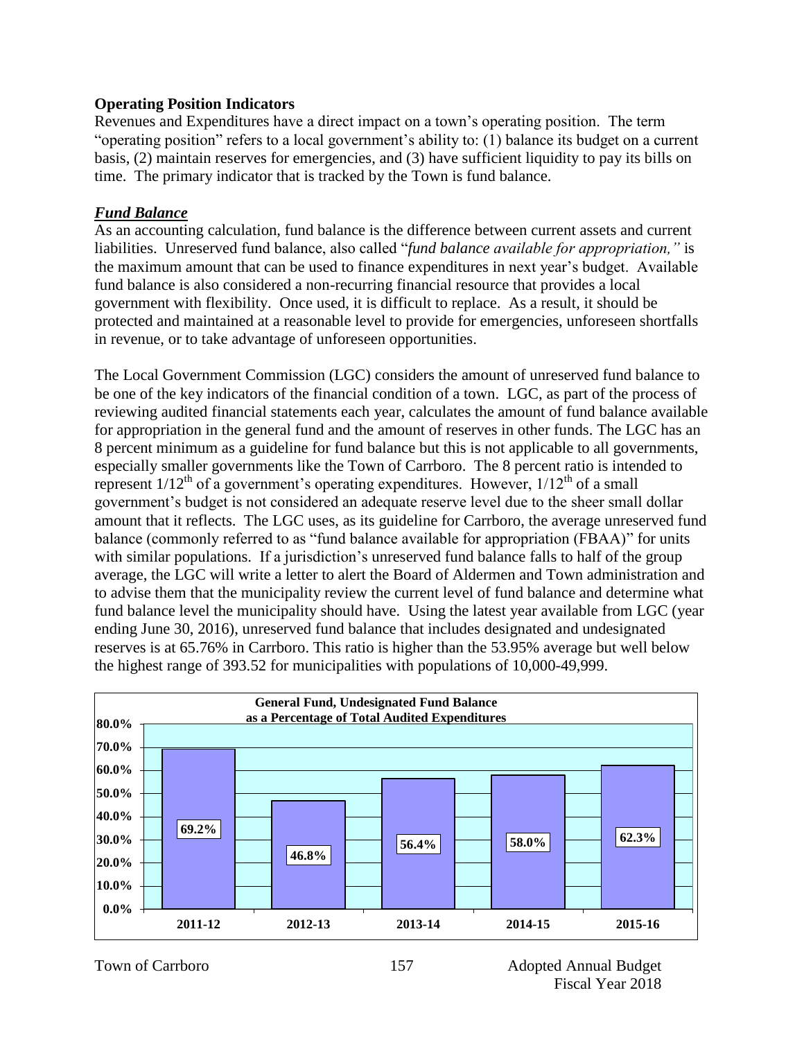**Operating Position Indicators**

Revenues and Expenditures have a direct impact on a town's operating position. The term "operating position" refers to a local government's ability to: (1) balance its budget on a current basis, (2) maintain reserves for emergencies, and (3) have sufficient liquidity to pay its bills on time. The primary indicator that is tracked by the Town is fund balance.

### ***Fund Balance***

As an accounting calculation, fund balance is the difference between current assets and current liabilities. Unreserved fund balance, also called "*fund balance available for appropriation,"* is the maximum amount that can be used to finance expenditures in next year's budget. Available fund balance is also considered a non-recurring financial resource that provides a local government with flexibility. Once used, it is difficult to replace. As a result, it should be protected and maintained at a reasonable level to provide for emergencies, unforeseen shortfalls in revenue, or to take advantage of unforeseen opportunities.

The Local Government Commission (LGC) considers the amount of unreserved fund balance to be one of the key indicators of the financial condition of a town. LGC, as part of the process of reviewing audited financial statements each year, calculates the amount of fund balance available for appropriation in the general fund and the amount of reserves in other funds. The LGC has an 8 percent minimum as a guideline for fund balance but this is not applicable to all governments, especially smaller governments like the Town of Carrboro. The 8 percent ratio is intended to represent 1/12th of a government's operating expenditures. However, 1/12th of a small government's budget is not considered an adequate reserve level due to the sheer small dollar amount that it reflects. The LGC uses, as its guideline for Carrboro, the average unreserved fund balance (commonly referred to as "fund balance available for appropriation (FBAA)" for units with similar populations. If a jurisdiction's unreserved fund balance falls to half of the group average, the LGC will write a letter to alert the Board of Aldermen and Town administration and to advise them that the municipality review the current level of fund balance and determine what fund balance level the municipality should have. Using the latest year available from LGC (year ending June 30, 2016), unreserved fund balance that includes designated and undesignated reserves is at 65.76% in Carrboro. This ratio is higher than the 53.95% average but well below the highest range of 393.52 for municipalities with populations of 10,000-49,999.

**General Fund, Undesignated Fund Balance as a Percentage of Total Audited Expenditures**

| Fiscal Year | Percentage |
|---|---|
| 2011-12 | 69.2% |
| 2012-13 | 46.8% |
| 2013-14 | 56.4% |
| 2014-15 | 58.0% |
| 2015-16 | 62.3% |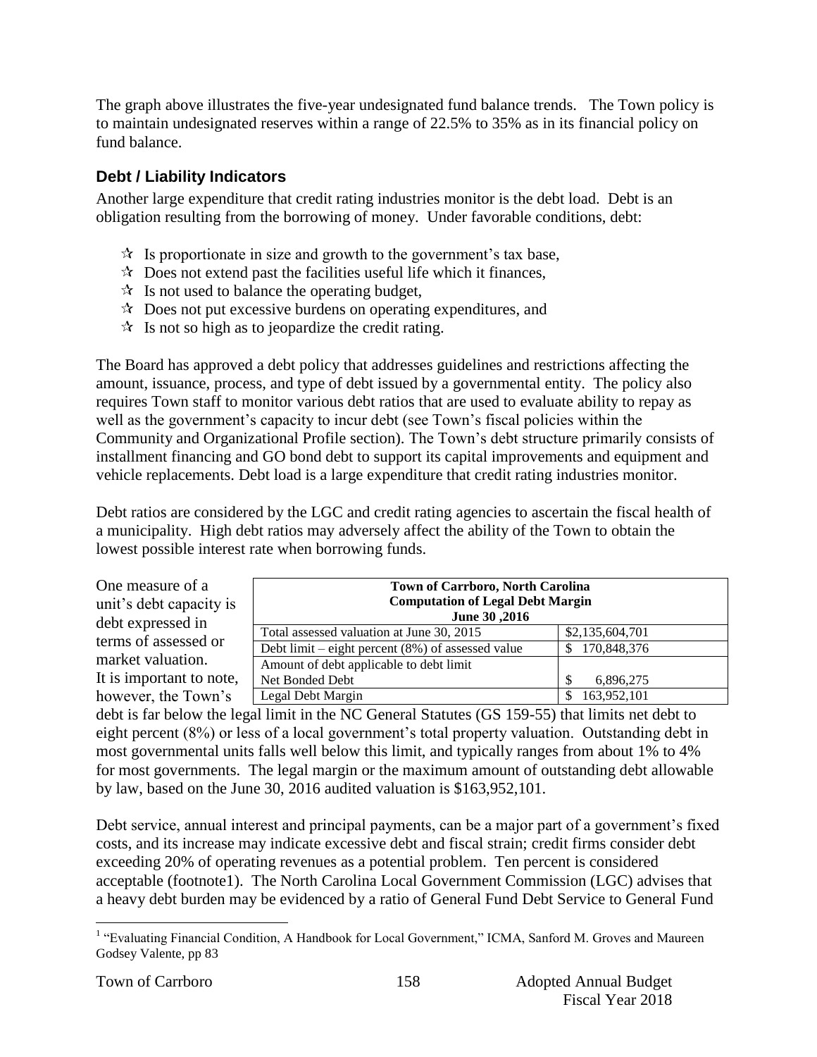The graph above illustrates the five-year undesignated fund balance trends. The Town policy is to maintain undesignated reserves within a range of 22.5% to 35% as in its financial policy on fund balance.

### Debt / Liability Indicators

Another large expenditure that credit rating industries monitor is the debt load. Debt is an obligation resulting from the borrowing of money. Under favorable conditions, debt:

- Is proportionate in size and growth to the government's tax base,
- Does not extend past the facilities useful life which it finances,
- Is not used to balance the operating budget,
- Does not put excessive burdens on operating expenditures, and
- Is not so high as to jeopardize the credit rating.

The Board has approved a debt policy that addresses guidelines and restrictions affecting the amount, issuance, process, and type of debt issued by a governmental entity. The policy also requires Town staff to monitor various debt ratios that are used to evaluate ability to repay as well as the government's capacity to incur debt (see Town's fiscal policies within the Community and Organizational Profile section). The Town's debt structure primarily consists of installment financing and GO bond debt to support its capital improvements and equipment and vehicle replacements. Debt load is a large expenditure that credit rating industries monitor.

Debt ratios are considered by the LGC and credit rating agencies to ascertain the fiscal health of a municipality. High debt ratios may adversely affect the ability of the Town to obtain the lowest possible interest rate when borrowing funds.

| Town of Carrboro, North Carolina<br>Computation of Legal Debt Margin<br>June 30 ,2016 | |
|---|---|
| Total assessed valuation at June 30, 2015 | $2,135,604,701 |
| Debt limit – eight percent (8%) of assessed value | $ 170,848,376 |
| Amount of debt applicable to debt limit<br>Net Bonded Debt | $ 6,896,275 |
| Legal Debt Margin | $ 163,952,101 |

One measure of a unit's debt capacity is debt expressed in terms of assessed or market valuation. It is important to note, however, the Town's debt is far below the legal limit in the NC General Statutes (GS 159-55) that limits net debt to eight percent (8%) or less of a local government's total property valuation. Outstanding debt in most governmental units falls well below this limit, and typically ranges from about 1% to 4% for most governments. The legal margin or the maximum amount of outstanding debt allowable by law, based on the June 30, 2016 audited valuation is $163,952,101.

Debt service, annual interest and principal payments, can be a major part of a government's fixed costs, and its increase may indicate excessive debt and fiscal strain; credit firms consider debt exceeding 20% of operating revenues as a potential problem. Ten percent is considered acceptable (footnote1). The North Carolina Local Government Commission (LGC) advises that a heavy debt burden may be evidenced by a ratio of General Fund Debt Service to General Fund

[1] "Evaluating Financial Condition, A Handbook for Local Government," ICMA, Sanford M. Groves and Maureen Godsey Valente, pp 83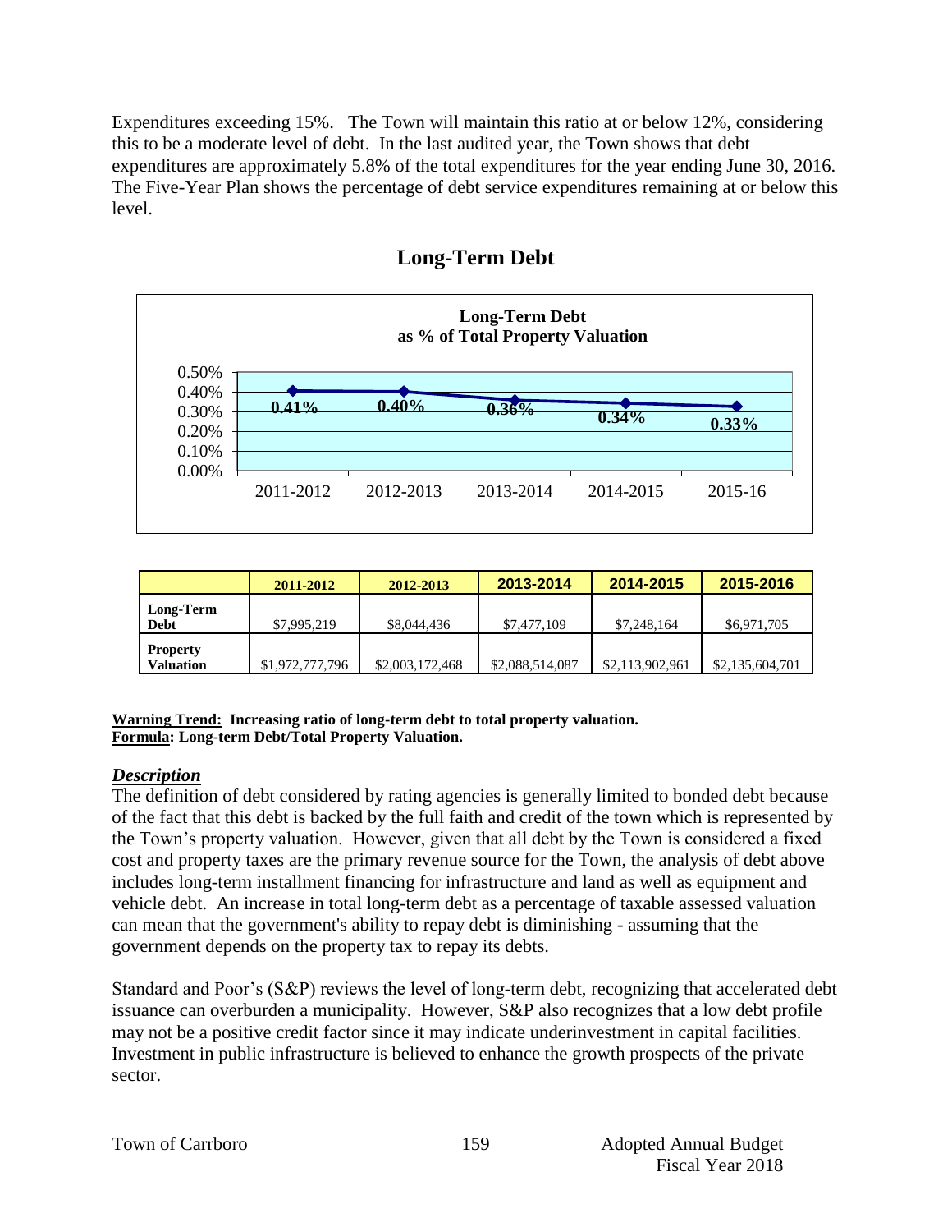Expenditures exceeding 15%. The Town will maintain this ratio at or below 12%, considering this to be a moderate level of debt. In the last audited year, the Town shows that debt expenditures are approximately 5.8% of the total expenditures for the year ending June 30, 2016. The Five-Year Plan shows the percentage of debt service expenditures remaining at or below this level.

## Long-Term Debt

**Long-Term Debt as % of Total Property Valuation**

| 2011-2012 | 2012-2013 | 2013-2014 | 2014-2015 | 2015-16 |
|---|---|---|---|---|
| 0.41% | 0.40% | 0.36% | 0.34% | 0.33% |

| | 2011-2012 | 2012-2013 | 2013-2014 | 2014-2015 | 2015-2016 |
|---|---|---|---|---|---|
| **Long-Term Debt** | $7,995,219 | $8,044,436 | $7,477,109 | $7,248,164 | $6,971,705 |
| **Property Valuation** | $1,972,777,796 | $2,003,172,468 | $2,088,514,087 | $2,113,902,961 | $2,135,604,701 |

**Warning Trend: Increasing ratio of long-term debt to total property valuation.**
**Formula: Long-term Debt/Total Property Valuation.**

### *Description*

The definition of debt considered by rating agencies is generally limited to bonded debt because of the fact that this debt is backed by the full faith and credit of the town which is represented by the Town's property valuation. However, given that all debt by the Town is considered a fixed cost and property taxes are the primary revenue source for the Town, the analysis of debt above includes long-term installment financing for infrastructure and land as well as equipment and vehicle debt. An increase in total long-term debt as a percentage of taxable assessed valuation can mean that the government's ability to repay debt is diminishing - assuming that the government depends on the property tax to repay its debts.

Standard and Poor's (S&P) reviews the level of long-term debt, recognizing that accelerated debt issuance can overburden a municipality. However, S&P also recognizes that a low debt profile may not be a positive credit factor since it may indicate underinvestment in capital facilities. Investment in public infrastructure is believed to enhance the growth prospects of the private sector.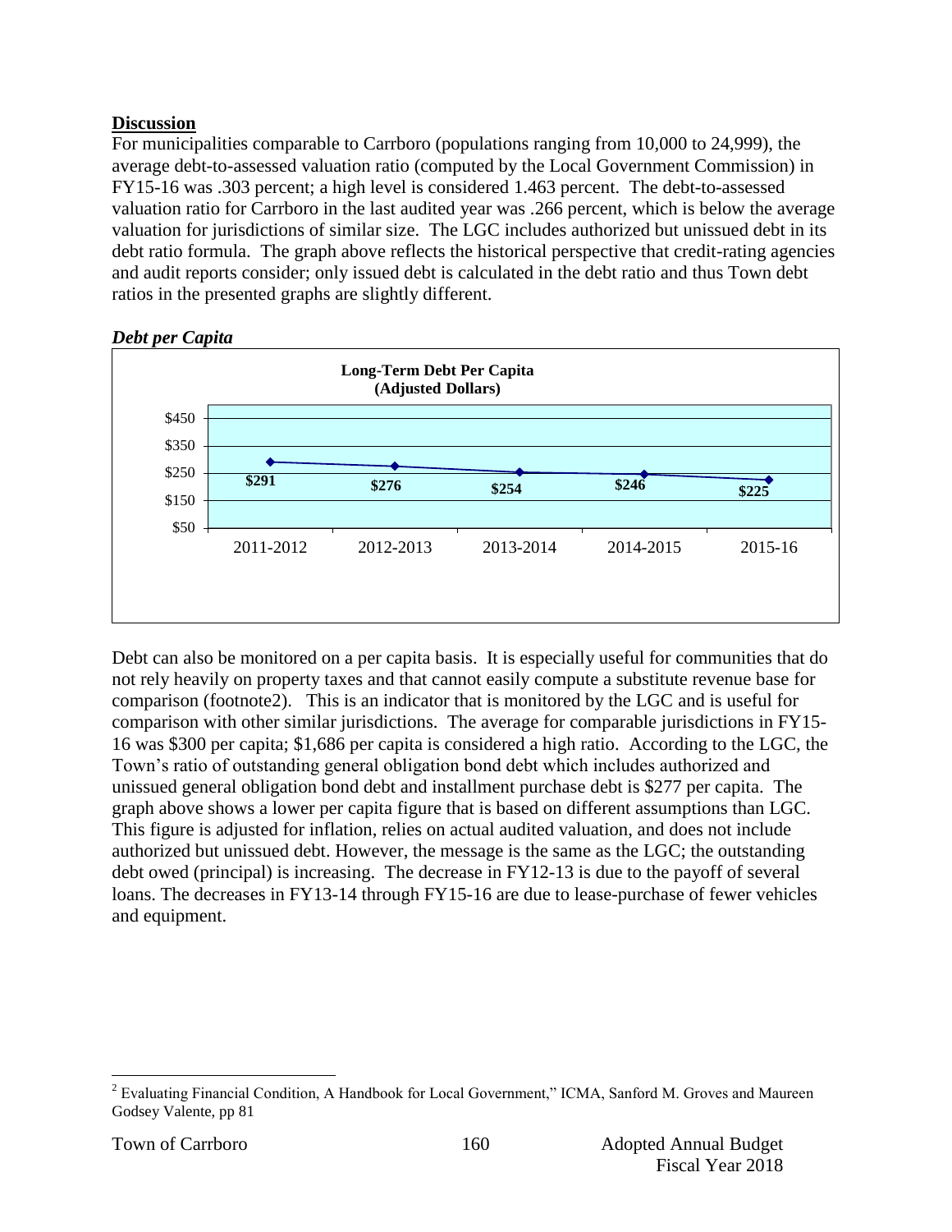**Discussion**

For municipalities comparable to Carrboro (populations ranging from 10,000 to 24,999), the average debt-to-assessed valuation ratio (computed by the Local Government Commission) in FY15-16 was .303 percent; a high level is considered 1.463 percent. The debt-to-assessed valuation ratio for Carrboro in the last audited year was .266 percent, which is below the average valuation for jurisdictions of similar size. The LGC includes authorized but unissued debt in its debt ratio formula. The graph above reflects the historical perspective that credit-rating agencies and audit reports consider; only issued debt is calculated in the debt ratio and thus Town debt ratios in the presented graphs are slightly different.

***Debt per Capita***

**Long-Term Debt Per Capita (Adjusted Dollars)**

| Year | Debt Per Capita |
|---|---|
| 2011-2012 | $291 |
| 2012-2013 | $276 |
| 2013-2014 | $254 |
| 2014-2015 | $246 |
| 2015-16 | $225 |

Debt can also be monitored on a per capita basis. It is especially useful for communities that do not rely heavily on property taxes and that cannot easily compute a substitute revenue base for comparison (footnote2). This is an indicator that is monitored by the LGC and is useful for comparison with other similar jurisdictions. The average for comparable jurisdictions in FY15-16 was $300 per capita; $1,686 per capita is considered a high ratio. According to the LGC, the Town's ratio of outstanding general obligation bond debt which includes authorized and unissued general obligation bond debt and installment purchase debt is $277 per capita. The graph above shows a lower per capita figure that is based on different assumptions than LGC. This figure is adjusted for inflation, relies on actual audited valuation, and does not include authorized but unissued debt. However, the message is the same as the LGC; the outstanding debt owed (principal) is increasing. The decrease in FY12-13 is due to the payoff of several loans. The decreases in FY13-14 through FY15-16 are due to lease-purchase of fewer vehicles and equipment.

[2] Evaluating Financial Condition, A Handbook for Local Government," ICMA, Sanford M. Groves and Maureen Godsey Valente, pp 81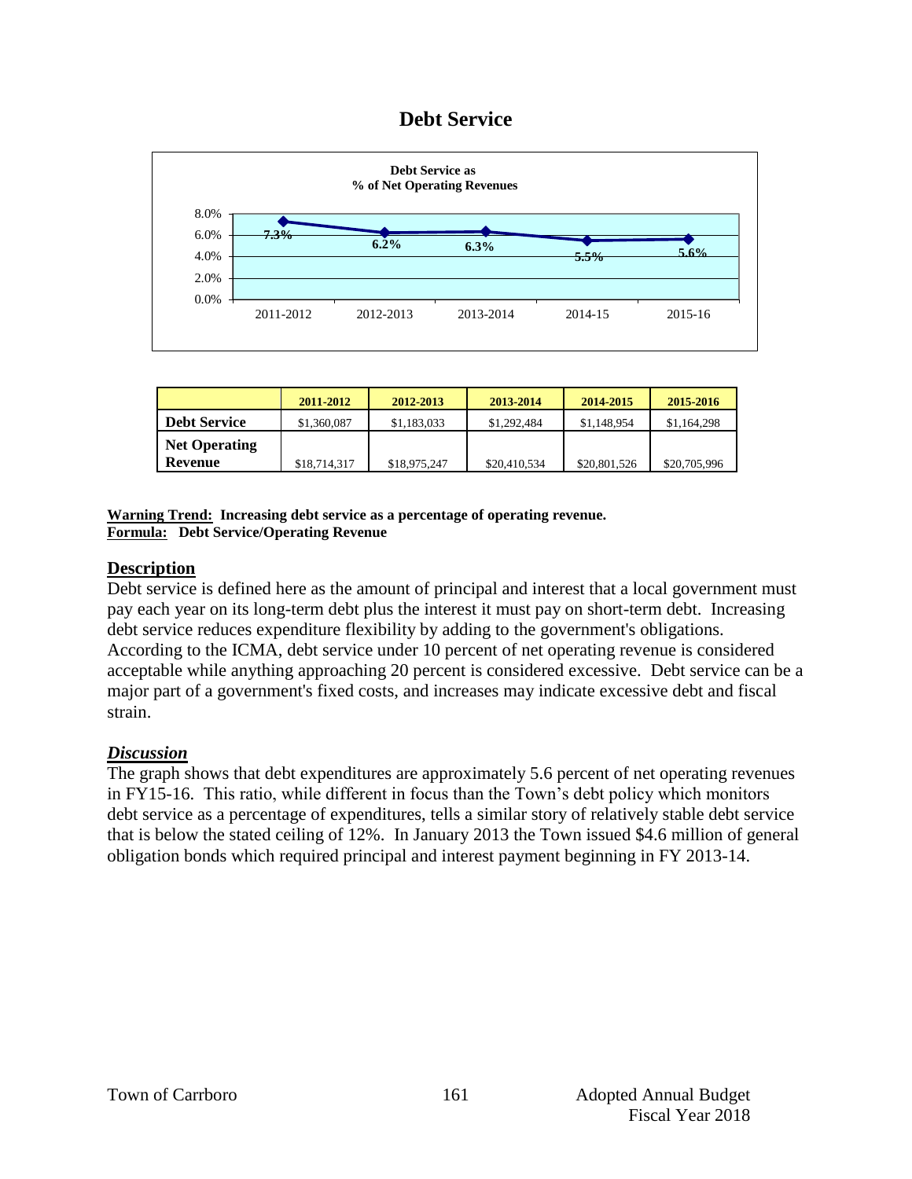# Debt Service

**Debt Service as**
**% of Net Operating Revenues**

| | 2011-2012 | 2012-2013 | 2013-2014 | 2014-15 | 2015-16 |
|---|---|---|---|---|---|
| Debt Service as % of Net Operating Revenues | 7.3% | 6.2% | 6.3% | 5.5% | 5.6% |

| | 2011-2012 | 2012-2013 | 2013-2014 | 2014-2015 | 2015-2016 |
|---|---|---|---|---|---|
| **Debt Service** | $1,360,087 | $1,183,033 | $1,292,484 | $1,148,954 | $1,164,298 |
| **Net Operating Revenue** | $18,714,317 | $18,975,247 | $20,410,534 | $20,801,526 | $20,705,996 |

**Warning Trend:** **Increasing debt service as a percentage of operating revenue.**
**Formula:** **Debt Service/Operating Revenue**

## Description

Debt service is defined here as the amount of principal and interest that a local government must pay each year on its long-term debt plus the interest it must pay on short-term debt. Increasing debt service reduces expenditure flexibility by adding to the government's obligations. According to the ICMA, debt service under 10 percent of net operating revenue is considered acceptable while anything approaching 20 percent is considered excessive. Debt service can be a major part of a government's fixed costs, and increases may indicate excessive debt and fiscal strain.

## *Discussion*

The graph shows that debt expenditures are approximately 5.6 percent of net operating revenues in FY15-16. This ratio, while different in focus than the Town's debt policy which monitors debt service as a percentage of expenditures, tells a similar story of relatively stable debt service that is below the stated ceiling of 12%. In January 2013 the Town issued $4.6 million of general obligation bonds which required principal and interest payment beginning in FY 2013-14.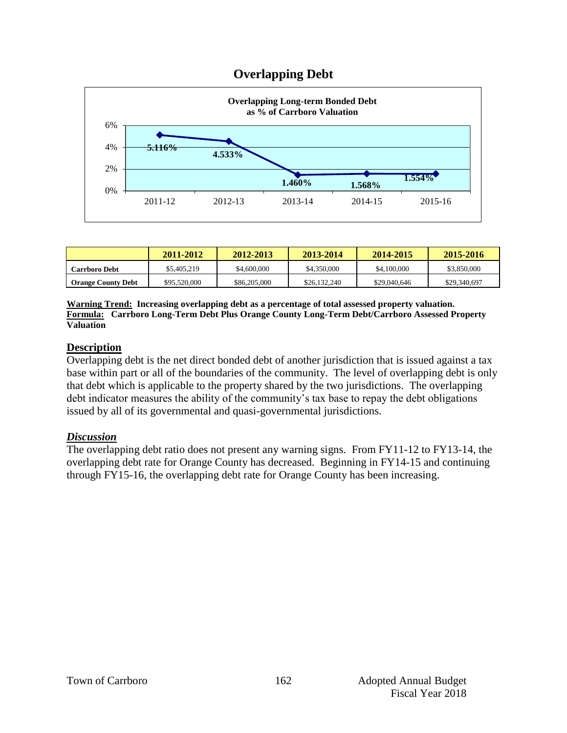# Overlapping Debt

**Overlapping Long-term Bonded Debt as % of Carrboro Valuation**

| | 2011-12 | 2012-13 | 2013-14 | 2014-15 | 2015-16 |
|---|---|---|---|---|---|
| % of Carrboro Valuation | 5.116% | 4.533% | 1.460% | 1.568% | 1.554% |

| | 2011-2012 | 2012-2013 | 2013-2014 | 2014-2015 | 2015-2016 |
|---|---|---|---|---|---|
| **Carrboro Debt** | $5,405,219 | $4,600,000 | $4,350,000 | $4,100,000 | $3,850,000 |
| **Orange County Debt** | $95,520,000 | $86,205,000 | $26,132,240 | $29,040,646 | $29,340,697 |

**Warning Trend: Increasing overlapping debt as a percentage of total assessed property valuation.**
**Formula: Carrboro Long-Term Debt Plus Orange County Long-Term Debt/Carrboro Assessed Property Valuation**

## Description

Overlapping debt is the net direct bonded debt of another jurisdiction that is issued against a tax base within part or all of the boundaries of the community. The level of overlapping debt is only that debt which is applicable to the property shared by the two jurisdictions. The overlapping debt indicator measures the ability of the community's tax base to repay the debt obligations issued by all of its governmental and quasi-governmental jurisdictions.

## *Discussion*

The overlapping debt ratio does not present any warning signs. From FY11-12 to FY13-14, the overlapping debt rate for Orange County has decreased. Beginning in FY14-15 and continuing through FY15-16, the overlapping debt rate for Orange County has been increasing.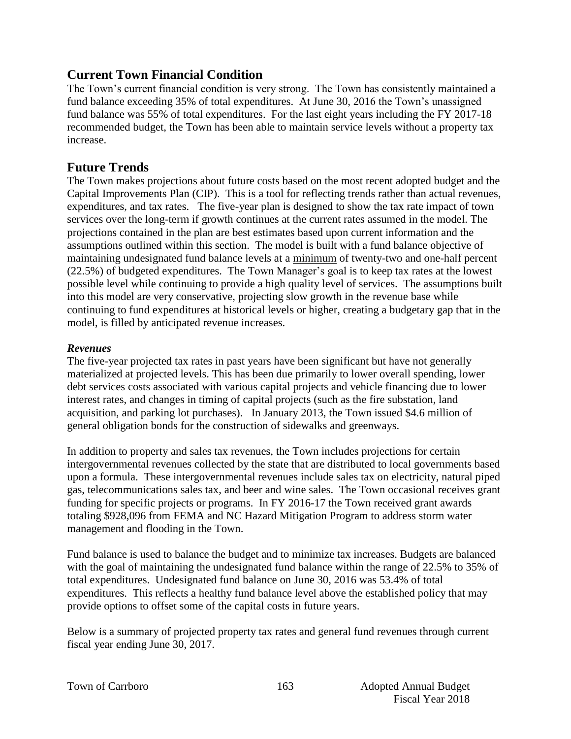## Current Town Financial Condition

The Town's current financial condition is very strong. The Town has consistently maintained a fund balance exceeding 35% of total expenditures. At June 30, 2016 the Town's unassigned fund balance was 55% of total expenditures. For the last eight years including the FY 2017-18 recommended budget, the Town has been able to maintain service levels without a property tax increase.

## Future Trends

The Town makes projections about future costs based on the most recent adopted budget and the Capital Improvements Plan (CIP). This is a tool for reflecting trends rather than actual revenues, expenditures, and tax rates. The five-year plan is designed to show the tax rate impact of town services over the long-term if growth continues at the current rates assumed in the model. The projections contained in the plan are best estimates based upon current information and the assumptions outlined within this section. The model is built with a fund balance objective of maintaining undesignated fund balance levels at a minimum of twenty-two and one-half percent (22.5%) of budgeted expenditures. The Town Manager's goal is to keep tax rates at the lowest possible level while continuing to provide a high quality level of services. The assumptions built into this model are very conservative, projecting slow growth in the revenue base while continuing to fund expenditures at historical levels or higher, creating a budgetary gap that in the model, is filled by anticipated revenue increases.

### *Revenues*

The five-year projected tax rates in past years have been significant but have not generally materialized at projected levels. This has been due primarily to lower overall spending, lower debt services costs associated with various capital projects and vehicle financing due to lower interest rates, and changes in timing of capital projects (such as the fire substation, land acquisition, and parking lot purchases). In January 2013, the Town issued $4.6 million of general obligation bonds for the construction of sidewalks and greenways.

In addition to property and sales tax revenues, the Town includes projections for certain intergovernmental revenues collected by the state that are distributed to local governments based upon a formula. These intergovernmental revenues include sales tax on electricity, natural piped gas, telecommunications sales tax, and beer and wine sales. The Town occasional receives grant funding for specific projects or programs. In FY 2016-17 the Town received grant awards totaling $928,096 from FEMA and NC Hazard Mitigation Program to address storm water management and flooding in the Town.

Fund balance is used to balance the budget and to minimize tax increases. Budgets are balanced with the goal of maintaining the undesignated fund balance within the range of 22.5% to 35% of total expenditures. Undesignated fund balance on June 30, 2016 was 53.4% of total expenditures. This reflects a healthy fund balance level above the established policy that may provide options to offset some of the capital costs in future years.

Below is a summary of projected property tax rates and general fund revenues through current fiscal year ending June 30, 2017.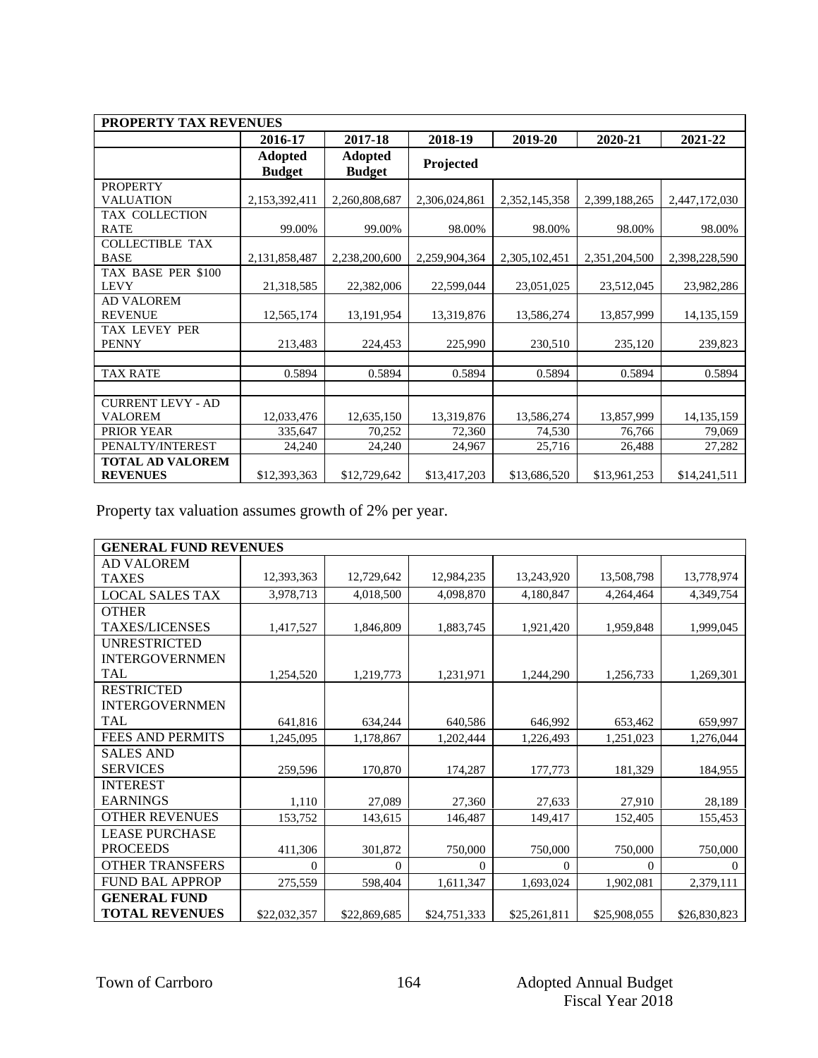| PROPERTY TAX REVENUES | | | | | | |
|---|---|---|---|---|---|---|
| | 2016-17 | 2017-18 | 2018-19 | 2019-20 | 2020-21 | 2021-22 |
| | **Adopted Budget** | **Adopted Budget** | **Projected** | | | |
| PROPERTY VALUATION | 2,153,392,411 | 2,260,808,687 | 2,306,024,861 | 2,352,145,358 | 2,399,188,265 | 2,447,172,030 |
| TAX COLLECTION RATE | 99.00% | 99.00% | 98.00% | 98.00% | 98.00% | 98.00% |
| COLLECTIBLE TAX BASE | 2,131,858,487 | 2,238,200,600 | 2,259,904,364 | 2,305,102,451 | 2,351,204,500 | 2,398,228,590 |
| TAX BASE PER $100 LEVY | 21,318,585 | 22,382,006 | 22,599,044 | 23,051,025 | 23,512,045 | 23,982,286 |
| AD VALOREM REVENUE | 12,565,174 | 13,191,954 | 13,319,876 | 13,586,274 | 13,857,999 | 14,135,159 |
| TAX LEVEY PER PENNY | 213,483 | 224,453 | 225,990 | 230,510 | 235,120 | 239,823 |
| | | | | | | |
| TAX RATE | 0.5894 | 0.5894 | 0.5894 | 0.5894 | 0.5894 | 0.5894 |
| | | | | | | |
| CURRENT LEVY - AD VALOREM | 12,033,476 | 12,635,150 | 13,319,876 | 13,586,274 | 13,857,999 | 14,135,159 |
| PRIOR YEAR | 335,647 | 70,252 | 72,360 | 74,530 | 76,766 | 79,069 |
| PENALTY/INTEREST | 24,240 | 24,240 | 24,967 | 25,716 | 26,488 | 27,282 |
| **TOTAL AD VALOREM REVENUES** | $12,393,363 | $12,729,642 | $13,417,203 | $13,686,520 | $13,961,253 | $14,241,511 |

Property tax valuation assumes growth of 2% per year.

| GENERAL FUND REVENUES | | | | | | |
|---|---|---|---|---|---|---|
| AD VALOREM TAXES | 12,393,363 | 12,729,642 | 12,984,235 | 13,243,920 | 13,508,798 | 13,778,974 |
| LOCAL SALES TAX | 3,978,713 | 4,018,500 | 4,098,870 | 4,180,847 | 4,264,464 | 4,349,754 |
| OTHER TAXES/LICENSES | 1,417,527 | 1,846,809 | 1,883,745 | 1,921,420 | 1,959,848 | 1,999,045 |
| UNRESTRICTED INTERGOVERNMENTAL | 1,254,520 | 1,219,773 | 1,231,971 | 1,244,290 | 1,256,733 | 1,269,301 |
| RESTRICTED INTERGOVERNMENTAL | 641,816 | 634,244 | 640,586 | 646,992 | 653,462 | 659,997 |
| FEES AND PERMITS | 1,245,095 | 1,178,867 | 1,202,444 | 1,226,493 | 1,251,023 | 1,276,044 |
| SALES AND SERVICES | 259,596 | 170,870 | 174,287 | 177,773 | 181,329 | 184,955 |
| INTEREST EARNINGS | 1,110 | 27,089 | 27,360 | 27,633 | 27,910 | 28,189 |
| OTHER REVENUES | 153,752 | 143,615 | 146,487 | 149,417 | 152,405 | 155,453 |
| LEASE PURCHASE PROCEEDS | 411,306 | 301,872 | 750,000 | 750,000 | 750,000 | 750,000 |
| OTHER TRANSFERS | 0 | 0 | 0 | 0 | 0 | 0 |
| FUND BAL APPROP | 275,559 | 598,404 | 1,611,347 | 1,693,024 | 1,902,081 | 2,379,111 |
| **GENERAL FUND TOTAL REVENUES** | $22,032,357 | $22,869,685 | $24,751,333 | $25,261,811 | $25,908,055 | $26,830,823 |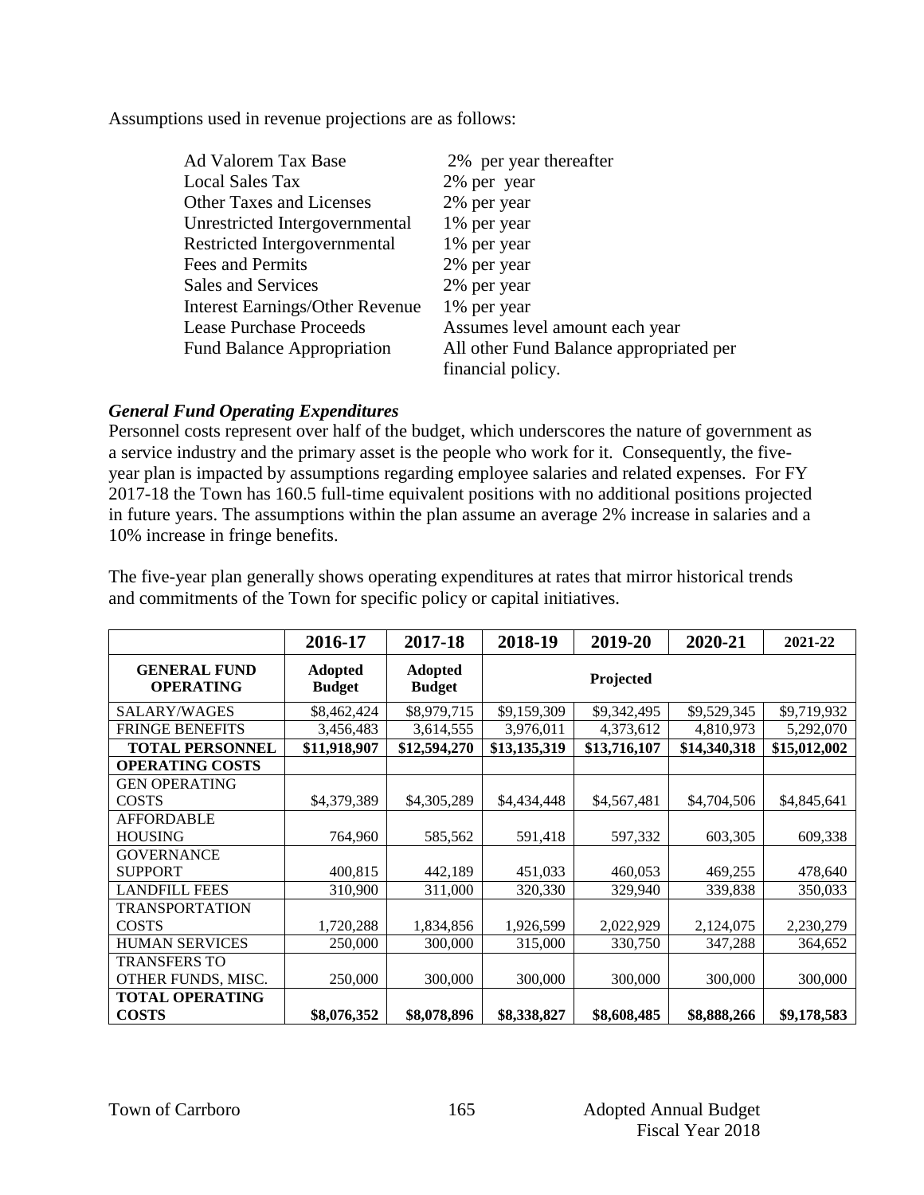Assumptions used in revenue projections are as follows:

| | |
|---|---|
| Ad Valorem Tax Base | 2% per year thereafter |
| Local Sales Tax | 2% per year |
| Other Taxes and Licenses | 2% per year |
| Unrestricted Intergovernmental | 1% per year |
| Restricted Intergovernmental | 1% per year |
| Fees and Permits | 2% per year |
| Sales and Services | 2% per year |
| Interest Earnings/Other Revenue | 1% per year |
| Lease Purchase Proceeds | Assumes level amount each year |
| Fund Balance Appropriation | All other Fund Balance appropriated per financial policy. |

### *General Fund Operating Expenditures*

Personnel costs represent over half of the budget, which underscores the nature of government as a service industry and the primary asset is the people who work for it. Consequently, the five-year plan is impacted by assumptions regarding employee salaries and related expenses. For FY 2017-18 the Town has 160.5 full-time equivalent positions with no additional positions projected in future years. The assumptions within the plan assume an average 2% increase in salaries and a 10% increase in fringe benefits.

The five-year plan generally shows operating expenditures at rates that mirror historical trends and commitments of the Town for specific policy or capital initiatives.

| | 2016-17 | 2017-18 | 2018-19 | 2019-20 | 2020-21 | 2021-22 |
|---|---|---|---|---|---|---|
| **GENERAL FUND OPERATING** | **Adopted Budget** | **Adopted Budget** | **Projected** | | | |
| SALARY/WAGES | \$8,462,424 | \$8,979,715 | \$9,159,309 | \$9,342,495 | \$9,529,345 | \$9,719,932 |
| FRINGE BENEFITS | 3,456,483 | 3,614,555 | 3,976,011 | 4,373,612 | 4,810,973 | 5,292,070 |
| **TOTAL PERSONNEL** | **\$11,918,907** | **\$12,594,270** | **\$13,135,319** | **\$13,716,107** | **\$14,340,318** | **\$15,012,002** |
| **OPERATING COSTS** | | | | | | |
| GEN OPERATING COSTS | \$4,379,389 | \$4,305,289 | \$4,434,448 | \$4,567,481 | \$4,704,506 | \$4,845,641 |
| AFFORDABLE HOUSING | 764,960 | 585,562 | 591,418 | 597,332 | 603,305 | 609,338 |
| GOVERNANCE SUPPORT | 400,815 | 442,189 | 451,033 | 460,053 | 469,255 | 478,640 |
| LANDFILL FEES | 310,900 | 311,000 | 320,330 | 329,940 | 339,838 | 350,033 |
| TRANSPORTATION COSTS | 1,720,288 | 1,834,856 | 1,926,599 | 2,022,929 | 2,124,075 | 2,230,279 |
| HUMAN SERVICES | 250,000 | 300,000 | 315,000 | 330,750 | 347,288 | 364,652 |
| TRANSFERS TO OTHER FUNDS, MISC. | 250,000 | 300,000 | 300,000 | 300,000 | 300,000 | 300,000 |
| **TOTAL OPERATING COSTS** | **\$8,076,352** | **\$8,078,896** | **\$8,338,827** | **\$8,608,485** | **\$8,888,266** | **\$9,178,583** |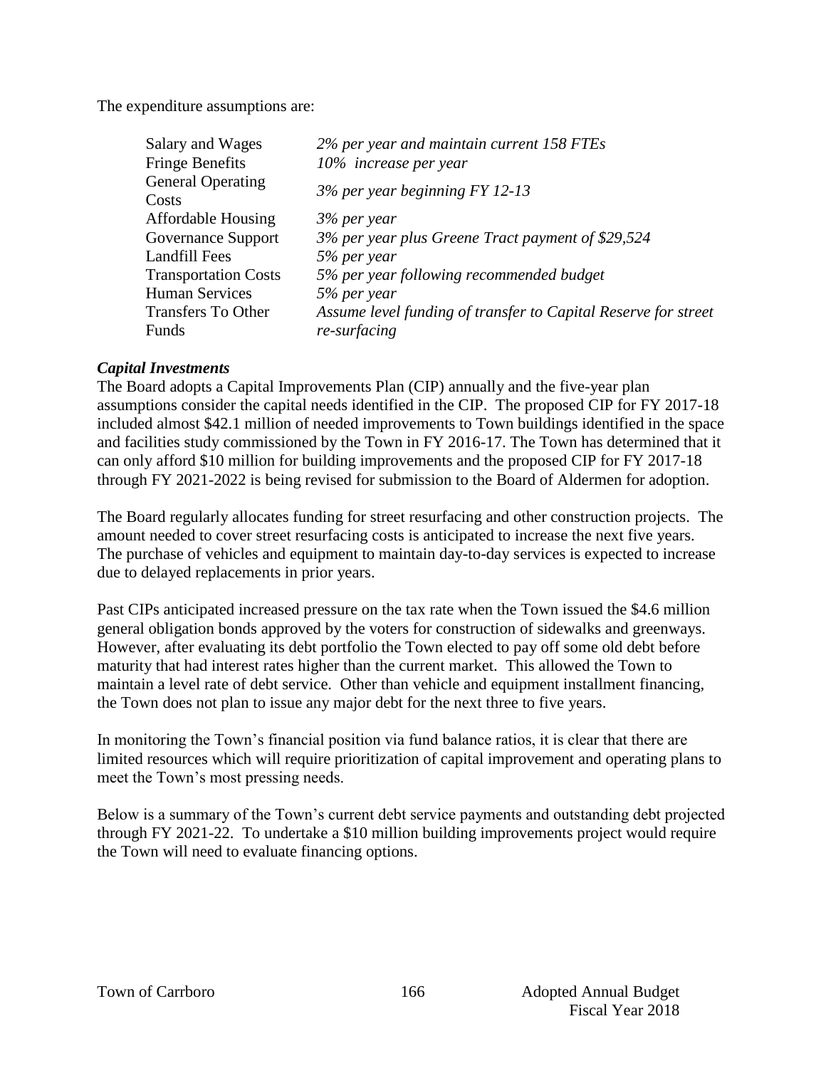The expenditure assumptions are:

| | |
|---|---|
| Salary and Wages | *2% per year and maintain current 158 FTEs* |
| Fringe Benefits | *10% increase per year* |
| General Operating Costs | *3% per year beginning FY 12-13* |
| Affordable Housing | *3% per year* |
| Governance Support | *3% per year plus Greene Tract payment of $29,524* |
| Landfill Fees | *5% per year* |
| Transportation Costs | *5% per year following recommended budget* |
| Human Services | *5% per year* |
| Transfers To Other Funds | *Assume level funding of transfer to Capital Reserve for street re-surfacing* |

***Capital Investments***

The Board adopts a Capital Improvements Plan (CIP) annually and the five-year plan assumptions consider the capital needs identified in the CIP. The proposed CIP for FY 2017-18 included almost $42.1 million of needed improvements to Town buildings identified in the space and facilities study commissioned by the Town in FY 2016-17. The Town has determined that it can only afford $10 million for building improvements and the proposed CIP for FY 2017-18 through FY 2021-2022 is being revised for submission to the Board of Aldermen for adoption.

The Board regularly allocates funding for street resurfacing and other construction projects. The amount needed to cover street resurfacing costs is anticipated to increase the next five years. The purchase of vehicles and equipment to maintain day-to-day services is expected to increase due to delayed replacements in prior years.

Past CIPs anticipated increased pressure on the tax rate when the Town issued the $4.6 million general obligation bonds approved by the voters for construction of sidewalks and greenways. However, after evaluating its debt portfolio the Town elected to pay off some old debt before maturity that had interest rates higher than the current market. This allowed the Town to maintain a level rate of debt service. Other than vehicle and equipment installment financing, the Town does not plan to issue any major debt for the next three to five years.

In monitoring the Town's financial position via fund balance ratios, it is clear that there are limited resources which will require prioritization of capital improvement and operating plans to meet the Town's most pressing needs.

Below is a summary of the Town's current debt service payments and outstanding debt projected through FY 2021-22. To undertake a $10 million building improvements project would require the Town will need to evaluate financing options.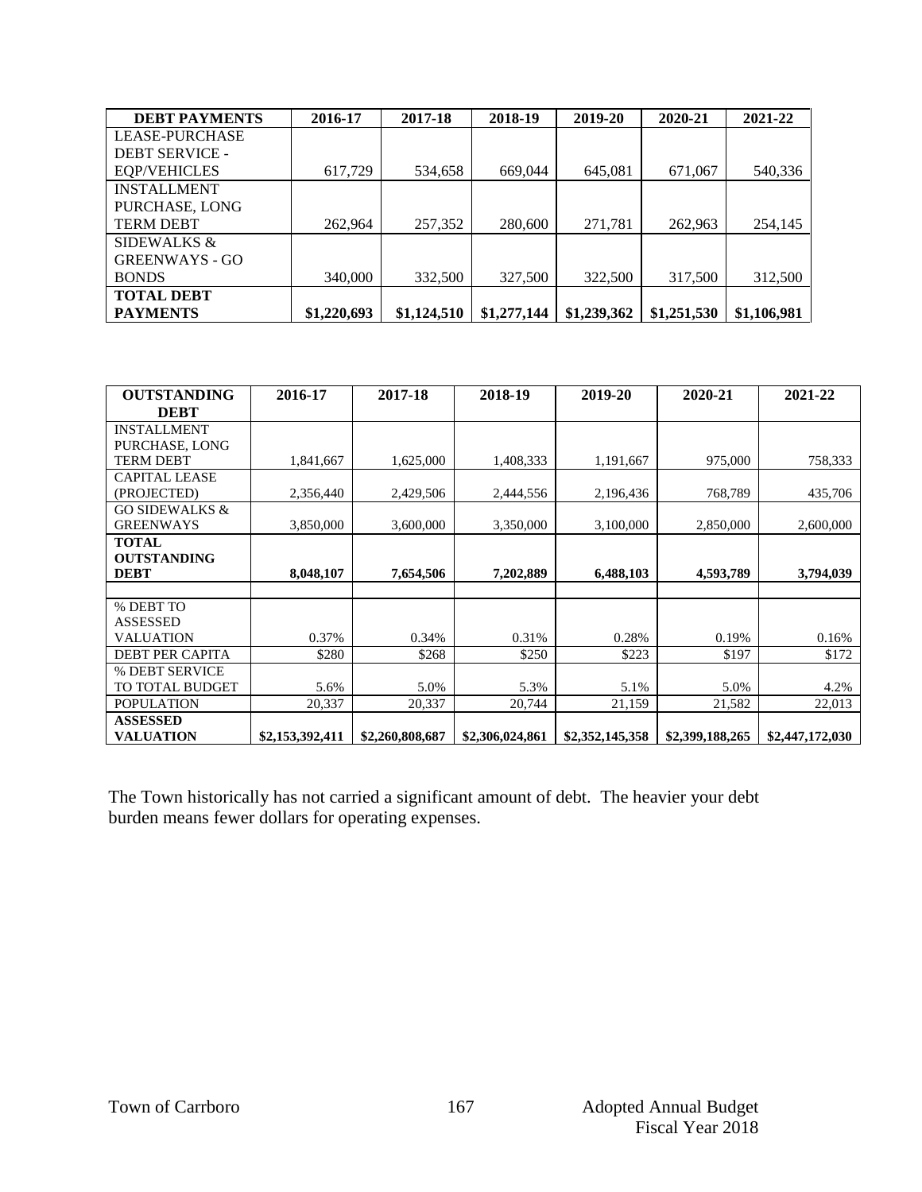| DEBT PAYMENTS | 2016-17 | 2017-18 | 2018-19 | 2019-20 | 2020-21 | 2021-22 |
|---|---|---|---|---|---|---|
| LEASE-PURCHASE DEBT SERVICE - EQP/VEHICLES | 617,729 | 534,658 | 669,044 | 645,081 | 671,067 | 540,336 |
| INSTALLMENT PURCHASE, LONG TERM DEBT | 262,964 | 257,352 | 280,600 | 271,781 | 262,963 | 254,145 |
| SIDEWALKS & GREENWAYS - GO BONDS | 340,000 | 332,500 | 327,500 | 322,500 | 317,500 | 312,500 |
| **TOTAL DEBT PAYMENTS** | **$1,220,693** | **$1,124,510** | **$1,277,144** | **$1,239,362** | **$1,251,530** | **$1,106,981** |

| OUTSTANDING DEBT | 2016-17 | 2017-18 | 2018-19 | 2019-20 | 2020-21 | 2021-22 |
|---|---|---|---|---|---|---|
| INSTALLMENT PURCHASE, LONG TERM DEBT | 1,841,667 | 1,625,000 | 1,408,333 | 1,191,667 | 975,000 | 758,333 |
| CAPITAL LEASE (PROJECTED) | 2,356,440 | 2,429,506 | 2,444,556 | 2,196,436 | 768,789 | 435,706 |
| GO SIDEWALKS & GREENWAYS | 3,850,000 | 3,600,000 | 3,350,000 | 3,100,000 | 2,850,000 | 2,600,000 |
| **TOTAL OUTSTANDING DEBT** | **8,048,107** | **7,654,506** | **7,202,889** | **6,488,103** | **4,593,789** | **3,794,039** |
| | | | | | | |
| % DEBT TO ASSESSED VALUATION | 0.37% | 0.34% | 0.31% | 0.28% | 0.19% | 0.16% |
| DEBT PER CAPITA | $280 | $268 | $250 | $223 | $197 | $172 |
| % DEBT SERVICE TO TOTAL BUDGET | 5.6% | 5.0% | 5.3% | 5.1% | 5.0% | 4.2% |
| POPULATION | 20,337 | 20,337 | 20,744 | 21,159 | 21,582 | 22,013 |
| **ASSESSED VALUATION** | **$2,153,392,411** | **$2,260,808,687** | **$2,306,024,861** | **$2,352,145,358** | **$2,399,188,265** | **$2,447,172,030** |

The Town historically has not carried a significant amount of debt. The heavier your debt burden means fewer dollars for operating expenses.